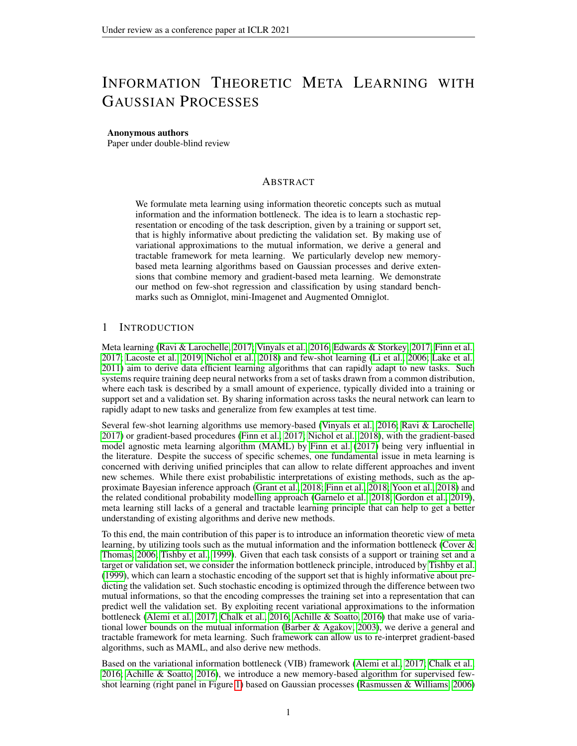# INFORMATION THEORETIC META LEARNING WITH GAUSSIAN PROCESSES

**Anonymous authors**
Paper under double-blind review

## ABSTRACT

We formulate meta learning using information theoretic concepts such as mutual information and the information bottleneck. The idea is to learn a stochastic representation or encoding of the task description, given by a training or support set, that is highly informative about predicting the validation set. By making use of variational approximations to the mutual information, we derive a general and tractable framework for meta learning. We particularly develop new memory-based meta learning algorithms based on Gaussian processes and derive extensions that combine memory and gradient-based meta learning. We demonstrate our method on few-shot regression and classification by using standard benchmarks such as Omniglot, mini-Imagenet and Augmented Omniglot.

## 1 INTRODUCTION

Meta learning (Ravi & Larochelle, 2017; Vinyals et al., 2016; Edwards & Storkey, 2017; Finn et al., 2017; Lacoste et al., 2019; Nichol et al., 2018) and few-shot learning (Li et al., 2006; Lake et al., 2011) aim to derive data efficient learning algorithms that can rapidly adapt to new tasks. Such systems require training deep neural networks from a set of tasks drawn from a common distribution, where each task is described by a small amount of experience, typically divided into a training or support set and a validation set. By sharing information across tasks the neural network can learn to rapidly adapt to new tasks and generalize from few examples at test time.

Several few-shot learning algorithms use memory-based (Vinyals et al., 2016; Ravi & Larochelle, 2017) or gradient-based procedures (Finn et al., 2017; Nichol et al., 2018), with the gradient-based model agnostic meta learning algorithm (MAML) by Finn et al. (2017) being very influential in the literature. Despite the success of specific schemes, one fundamental issue in meta learning is concerned with deriving unified principles that can allow to relate different approaches and invent new schemes. While there exist probabilistic interpretations of existing methods, such as the approximate Bayesian inference approach (Grant et al., 2018; Finn et al., 2018; Yoon et al., 2018) and the related conditional probability modelling approach (Garnelo et al., 2018; Gordon et al., 2019), meta learning still lacks of a general and tractable learning principle that can help to get a better understanding of existing algorithms and derive new methods.

To this end, the main contribution of this paper is to introduce an information theoretic view of meta learning, by utilizing tools such as the mutual information and the information bottleneck (Cover & Thomas, 2006; Tishby et al., 1999). Given that each task consists of a support or training set and a target or validation set, we consider the information bottleneck principle, introduced by Tishby et al. (1999), which can learn a stochastic encoding of the support set that is highly informative about predicting the validation set. Such stochastic encoding is optimized through the difference between two mutual informations, so that the encoding compresses the training set into a representation that can predict well the validation set. By exploiting recent variational approximations to the information bottleneck (Alemi et al., 2017; Chalk et al., 2016; Achille & Soatto, 2016) that make use of variational lower bounds on the mutual information (Barber & Agakov, 2003), we derive a general and tractable framework for meta learning. Such framework can allow us to re-interpret gradient-based algorithms, such as MAML, and also derive new methods.

Based on the variational information bottleneck (VIB) framework (Alemi et al., 2017; Chalk et al., 2016; Achille & Soatto, 2016), we introduce a new memory-based algorithm for supervised few-shot learning (right panel in Figure 1) based on Gaussian processes (Rasmussen & Williams, 2006)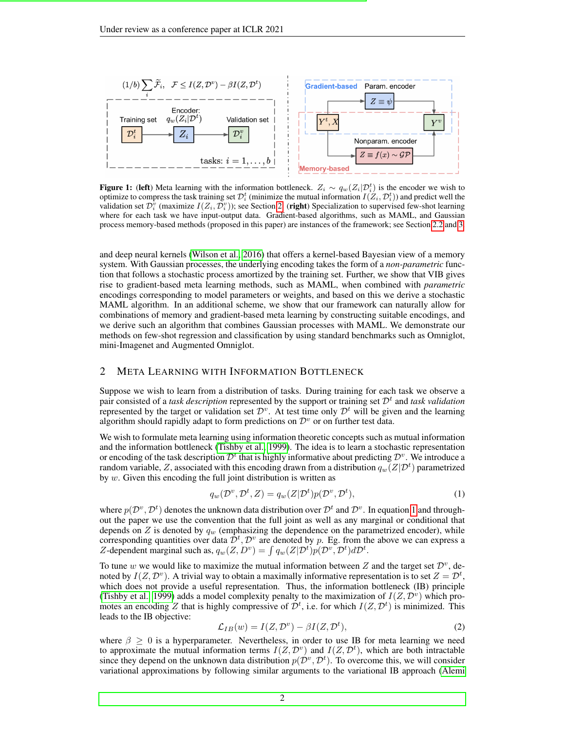Figure 1: (**left**) Meta learning with the information bottleneck. $Z_i \sim q_w(Z_i|\mathcal{D}_i^t)$ is the encoder we wish to optimize to compress the task training set $\mathcal{D}_i^t$ (minimize the mutual information $I(Z_i, \mathcal{D}_i^t)$) and predict well the validation set $\mathcal{D}_i^v$ (maximize $I(Z_i, \mathcal{D}_i^v)$); see Section 2. (**right**) Specialization to supervised few-shot learning where for each task we have input-output data. Gradient-based algorithms, such as MAML, and Gaussian process memory-based methods (proposed in this paper) are instances of the framework; see Section 2.2 and 3.

and deep neural kernels (Wilson et al., 2016) that offers a kernel-based Bayesian view of a memory system. With Gaussian processes, the underlying encoding takes the form of a *non-parametric* function that follows a stochastic process amortized by the training set. Further, we show that VIB gives rise to gradient-based meta learning methods, such as MAML, when combined with *parametric* encodings corresponding to model parameters or weights, and based on this we derive a stochastic MAML algorithm. In an additional scheme, we show that our framework can naturally allow for combinations of memory and gradient-based meta learning by constructing suitable encodings, and we derive such an algorithm that combines Gaussian processes with MAML. We demonstrate our methods on few-shot regression and classification by using standard benchmarks such as Omniglot, mini-Imagenet and Augmented Omniglot.

## 2 Meta Learning with Information Bottleneck

Suppose we wish to learn from a distribution of tasks. During training for each task we observe a pair consisted of a *task description* represented by the support or training set $\mathcal{D}^t$ and *task validation* represented by the target or validation set $\mathcal{D}^v$. At test time only $\mathcal{D}^t$ will be given and the learning algorithm should rapidly adapt to form predictions on $\mathcal{D}^v$ or on further test data.

We wish to formulate meta learning using information theoretic concepts such as mutual information and the information bottleneck (Tishby et al., 1999). The idea is to learn a stochastic representation or encoding of the task description $\mathcal{D}^t$ that is highly informative about predicting $\mathcal{D}^v$. We introduce a random variable, $Z$, associated with this encoding drawn from a distribution $q_w(Z|\mathcal{D}^t)$ parametrized by $w$. Given this encoding the full joint distribution is written as

$$q_w(\mathcal{D}^v, \mathcal{D}^t, Z) = q_w(Z|\mathcal{D}^t)p(\mathcal{D}^v, \mathcal{D}^t), \tag{1}$$

where $p(\mathcal{D}^v, \mathcal{D}^t)$ denotes the unknown data distribution over $\mathcal{D}^t$ and $\mathcal{D}^v$. In equation 1 and throughout the paper we use the convention that the full joint as well as any marginal or conditional that depends on $Z$ is denoted by $q_w$ (emphasizing the dependence on the parametrized encoder), while corresponding quantities over data $\mathcal{D}^t, \mathcal{D}^v$ are denoted by $p$. Eg. from the above we can express a $Z$-dependent marginal such as, $q_w(Z, D^v) = \int q_w(Z|\mathcal{D}^t)p(\mathcal{D}^v, \mathcal{D}^t)d\mathcal{D}^t$.

To tune $w$ we would like to maximize the mutual information between $Z$ and the target set $\mathcal{D}^v$, denoted by $I(Z, \mathcal{D}^v)$. A trivial way to obtain a maximally informative representation is to set $Z = \mathcal{D}^t$, which does not provide a useful representation. Thus, the information bottleneck (IB) principle (Tishby et al., 1999) adds a model complexity penalty to the maximization of $I(Z, \mathcal{D}^v)$ which promotes an encoding $Z$ that is highly compressive of $\mathcal{D}^t$, i.e. for which $I(Z, \mathcal{D}^t)$ is minimized. This leads to the IB objective:

$$\mathcal{L}_{IB}(w) = I(Z, \mathcal{D}^v) - \beta I(Z, \mathcal{D}^t), \tag{2}$$

where $\beta \geq 0$ is a hyperparameter. Nevertheless, in order to use IB for meta learning we need to approximate the mutual information terms $I(Z, \mathcal{D}^v)$ and $I(Z, \mathcal{D}^t)$, which are both intractable since they depend on the unknown data distribution $p(\mathcal{D}^v, \mathcal{D}^t)$. To overcome this, we will consider variational approximations by following similar arguments to the variational IB approach (Alemi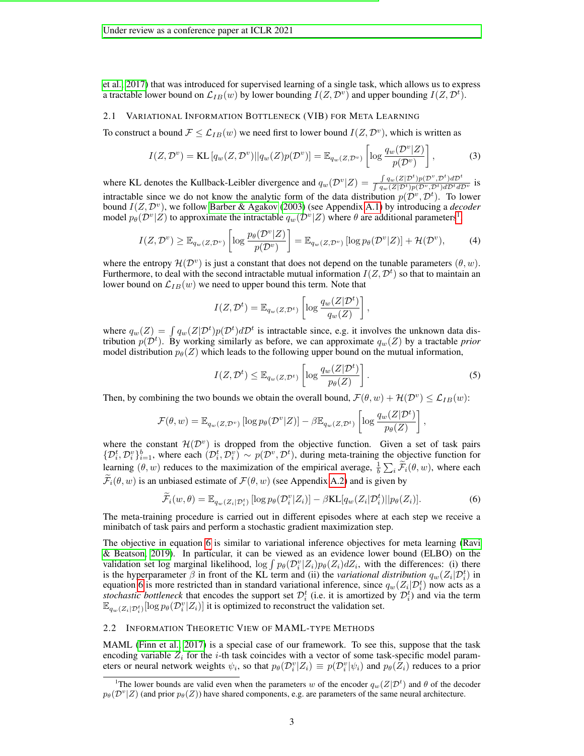et al., 2017) that was introduced for supervised learning of a single task, which allows us to express a tractable lower bound on $\mathcal{L}_{IB}(w)$ by lower bounding $I(Z, \mathcal{D}^v)$ and upper bounding $I(Z, \mathcal{D}^t)$.

### 2.1 Variational Information Bottleneck (VIB) for Meta Learning

To construct a bound $\mathcal{F} \leq \mathcal{L}_{IB}(w)$ we need first to lower bound $I(Z, \mathcal{D}^v)$, which is written as

$$I(Z, \mathcal{D}^v) = \text{KL}\left[q_w(Z, \mathcal{D}^v)||q_w(Z)p(\mathcal{D}^v)\right] = \mathbb{E}_{q_w(Z,\mathcal{D}^v)}\left[\log \frac{q_w(\mathcal{D}^v|Z)}{p(\mathcal{D}^v)}\right], \tag{3}$$

where KL denotes the Kullback-Leibler divergence and $q_w(\mathcal{D}^v|Z) = \frac{\int q_w(Z|\mathcal{D}^t)p(\mathcal{D}^v,\mathcal{D}^t)d\mathcal{D}^t}{\int q_w(Z|\mathcal{D}^t)p(\mathcal{D}^v,\mathcal{D}^t)d\mathcal{D}^t d\mathcal{D}^v}$ is intractable since we do not know the analytic form of the data distribution $p(\mathcal{D}^v, \mathcal{D}^t)$. To lower bound $I(Z, \mathcal{D}^v)$, we follow Barber & Agakov (2003) (see Appendix A.1) by introducing a *decoder* model $p_\theta(\mathcal{D}^v|Z)$ to approximate the intractable $q_w(\mathcal{D}^v|Z)$ where $\theta$ are additional parameters[1]:

$$I(Z, \mathcal{D}^v) \geq \mathbb{E}_{q_w(Z,\mathcal{D}^v)}\left[\log \frac{p_\theta(\mathcal{D}^v|Z)}{p(\mathcal{D}^v)}\right] = \mathbb{E}_{q_w(Z,\mathcal{D}^v)}\left[\log p_\theta(\mathcal{D}^v|Z)\right] + \mathcal{H}(\mathcal{D}^v), \tag{4}$$

where the entropy $\mathcal{H}(\mathcal{D}^v)$ is just a constant that does not depend on the tunable parameters $(\theta, w)$. Furthermore, to deal with the second intractable mutual information $I(Z, \mathcal{D}^t)$ so that to maintain an lower bound on $\mathcal{L}_{IB}(w)$ we need to upper bound this term. Note that

$$I(Z, \mathcal{D}^t) = \mathbb{E}_{q_w(Z,\mathcal{D}^t)}\left[\log \frac{q_w(Z|\mathcal{D}^t)}{q_w(Z)}\right],$$

where $q_w(Z) = \int q_w(Z|\mathcal{D}^t)p(\mathcal{D}^t)d\mathcal{D}^t$ is intractable since, e.g. it involves the unknown data distribution $p(\mathcal{D}^t)$. By working similarly as before, we can approximate $q_w(Z)$ by a tractable *prior* model distribution $p_\theta(Z)$ which leads to the following upper bound on the mutual information,

$$I(Z, \mathcal{D}^t) \leq \mathbb{E}_{q_w(Z,\mathcal{D}^t)}\left[\log \frac{q_w(Z|\mathcal{D}^t)}{p_\theta(Z)}\right]. \tag{5}$$

Then, by combining the two bounds we obtain the overall bound, $\mathcal{F}(\theta, w) + \mathcal{H}(\mathcal{D}^v) \leq \mathcal{L}_{IB}(w)$:

$$\mathcal{F}(\theta, w) = \mathbb{E}_{q_w(Z,\mathcal{D}^v)}\left[\log p_\theta(\mathcal{D}^v|Z)\right] - \beta\mathbb{E}_{q_w(Z,\mathcal{D}^t)}\left[\log \frac{q_w(Z|\mathcal{D}^t)}{p_\theta(Z)}\right],$$

where the constant $\mathcal{H}(\mathcal{D}^v)$ is dropped from the objective function. Given a set of task pairs $\{\mathcal{D}_i^t, \mathcal{D}_i^v\}_{i=1}^b$, where each $(\mathcal{D}_i^t, \mathcal{D}_i^v) \sim p(\mathcal{D}^v, \mathcal{D}^t)$, during meta-training the objective function for learning $(\theta, w)$ reduces to the maximization of the empirical average, $\frac{1}{b}\sum_i \widetilde{\mathcal{F}}_i(\theta, w)$, where each $\widetilde{\mathcal{F}}_i(\theta, w)$ is an unbiased estimate of $\mathcal{F}(\theta, w)$ (see Appendix A.2) and is given by

$$\widetilde{\mathcal{F}}_i(w, \theta) = \mathbb{E}_{q_w(Z_i|\mathcal{D}_i^t)}\left[\log p_\theta(\mathcal{D}_i^v|Z_i)\right] - \beta\text{KL}[q_w(Z_i|\mathcal{D}_i^t)||p_\theta(Z_i)]. \tag{6}$$

The meta-training procedure is carried out in different episodes where at each step we receive a minibatch of task pairs and perform a stochastic gradient maximization step.

The objective in equation 6 is similar to variational inference objectives for meta learning (Ravi & Beatson, 2019). In particular, it can be viewed as an evidence lower bound (ELBO) on the validation set log marginal likelihood, $\log \int p_\theta(\mathcal{D}_i^v|Z_i)p_\theta(Z_i)dZ_i$, with the differences: (i) there is the hyperparameter $\beta$ in front of the KL term and (ii) the *variational distribution* $q_w(Z_i|\mathcal{D}_i^t)$ in equation 6 is more restricted than in standard variational inference, since $q_w(Z_i|\mathcal{D}_i^t)$ now acts as a *stochastic bottleneck* that encodes the support set $\mathcal{D}_i^t$ (i.e. it is amortized by $\mathcal{D}_i^t$) and via the term $\mathbb{E}_{q_w(Z_i|\mathcal{D}_i^t)}[\log p_\theta(\mathcal{D}_i^v|Z_i)]$ it is optimized to reconstruct the validation set.

### 2.2 Information Theoretic View of MAML-type Methods

MAML (Finn et al., 2017) is a special case of our framework. To see this, suppose that the task encoding variable $Z_i$ for the $i$-th task coincides with a vector of some task-specific model parameters or neural network weights $\psi_i$, so that $p_\theta(\mathcal{D}_i^v|Z_i) \equiv p(\mathcal{D}_i^v|\psi_i)$ and $p_\theta(Z_i)$ reduces to a prior

[1] The lower bounds are valid even when the parameters $w$ of the encoder $q_w(Z|\mathcal{D}^t)$ and $\theta$ of the decoder $p_\theta(\mathcal{D}^v|Z)$ (and prior $p_\theta(Z)$) have shared components, e.g. are parameters of the same neural architecture.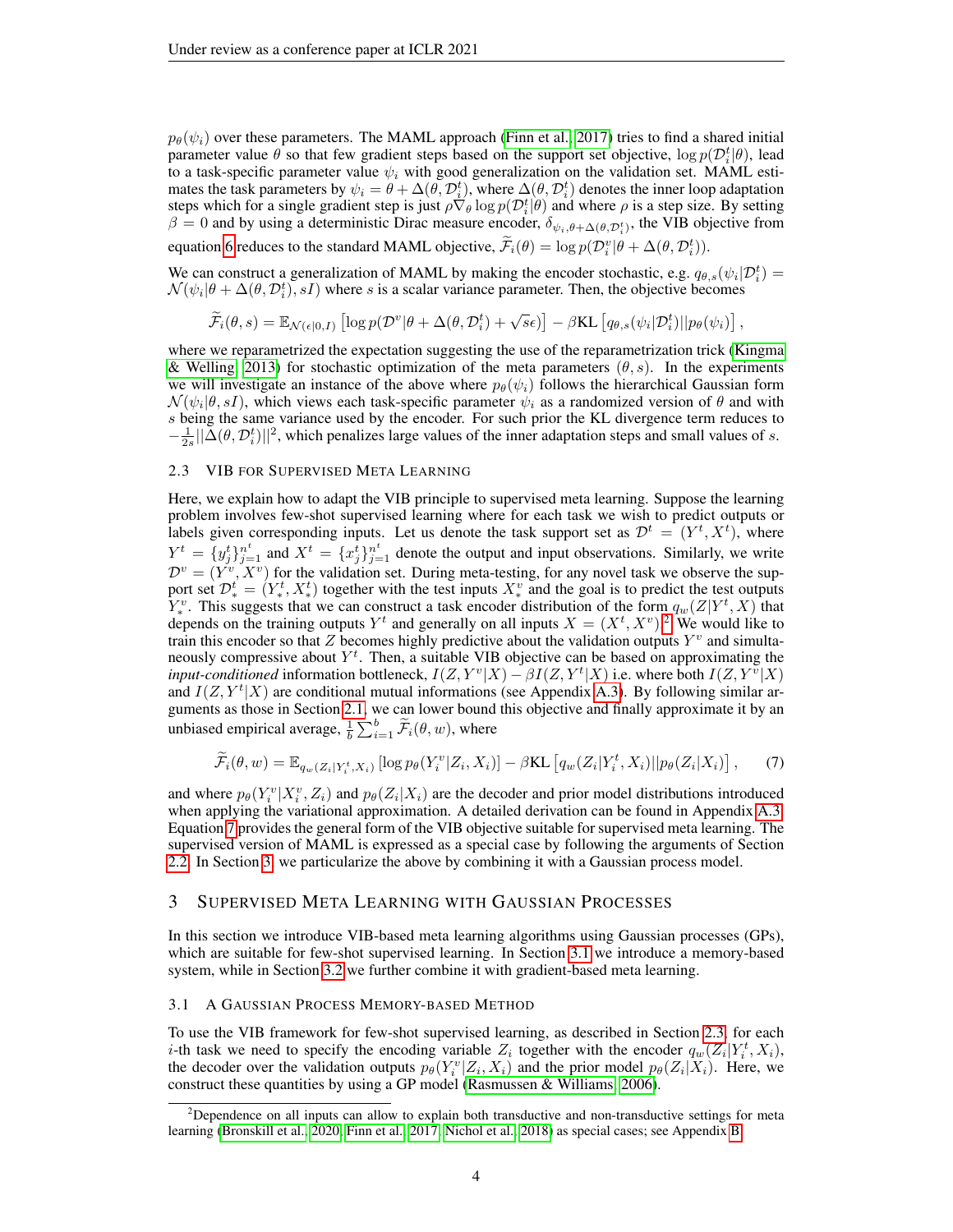$p_\theta(\psi_i)$ over these parameters. The MAML approach (Finn et al., 2017) tries to find a shared initial parameter value $\theta$ so that few gradient steps based on the support set objective, $\log p(\mathcal{D}_i^t|\theta)$, lead to a task-specific parameter value $\psi_i$ with good generalization on the validation set. MAML estimates the task parameters by $\psi_i = \theta + \Delta(\theta, \mathcal{D}_i^t)$, where $\Delta(\theta, \mathcal{D}_i^t)$ denotes the inner loop adaptation steps which for a single gradient step is just $\rho \nabla_\theta \log p(\mathcal{D}_i^t|\theta)$ and where $\rho$ is a step size. By setting $\beta = 0$ and by using a deterministic Dirac measure encoder, $\delta_{\psi_i, \theta + \Delta(\theta, \mathcal{D}_i^t)}$, the VIB objective from equation 6 reduces to the standard MAML objective, $\widetilde{\mathcal{F}}_i(\theta) = \log p(\mathcal{D}_i^v|\theta + \Delta(\theta, \mathcal{D}_i^t))$.

We can construct a generalization of MAML by making the encoder stochastic, e.g. $q_{\theta,s}(\psi_i|\mathcal{D}_i^t) = \mathcal{N}(\psi_i|\theta + \Delta(\theta, \mathcal{D}_i^t), sI)$ where $s$ is a scalar variance parameter. Then, the objective becomes

$$\widetilde{\mathcal{F}}_i(\theta, s) = \mathbb{E}_{\mathcal{N}(\epsilon|0,I)}\left[\log p(\mathcal{D}^v|\theta + \Delta(\theta, \mathcal{D}_i^t) + \sqrt{s}\epsilon)\right] - \beta \text{KL}\left[q_{\theta,s}(\psi_i|\mathcal{D}_i^t)||p_\theta(\psi_i)\right],$$

where we reparametrized the expectation suggesting the use of the reparametrization trick (Kingma & Welling, 2013) for stochastic optimization of the meta parameters $(\theta, s)$. In the experiments we will investigate an instance of the above where $p_\theta(\psi_i)$ follows the hierarchical Gaussian form $\mathcal{N}(\psi_i|\theta, sI)$, which views each task-specific parameter $\psi_i$ as a randomized version of $\theta$ and with $s$ being the same variance used by the encoder. For such prior the KL divergence term reduces to $-\frac{1}{2s}||\Delta(\theta, \mathcal{D}_i^t)||^2$, which penalizes large values of the inner adaptation steps and small values of $s$.

### 2.3 VIB for Supervised Meta Learning

Here, we explain how to adapt the VIB principle to supervised meta learning. Suppose the learning problem involves few-shot supervised learning where for each task we wish to predict outputs or labels given corresponding inputs. Let us denote the task support set as $\mathcal{D}^t = (Y^t, X^t)$, where $Y^t = \{y_j^t\}_{j=1}^{n^t}$ and $X^t = \{x_j^t\}_{j=1}^{n^t}$ denote the output and input observations. Similarly, we write $\mathcal{D}^v = (Y^v, X^v)$ for the validation set. During meta-testing, for any novel task we observe the support set $\mathcal{D}_*^t = (Y_*^t, X_*^t)$ together with the test inputs $X_*^v$ and the goal is to predict the test outputs $Y_*^v$. This suggests that we can construct a task encoder distribution of the form $q_w(Z|Y^t, X)$ that depends on the training outputs $Y^t$ and generally on all inputs $X = (X^t, X^v)$.[2] We would like to train this encoder so that $Z$ becomes highly predictive about the validation outputs $Y^v$ and simultaneously compressive about $Y^t$. Then, a suitable VIB objective can be based on approximating the *input-conditioned* information bottleneck, $I(Z, Y^v|X) - \beta I(Z, Y^t|X)$ i.e. where both $I(Z, Y^v|X)$ and $I(Z, Y^t|X)$ are conditional mutual informations (see Appendix A.3). By following similar arguments as those in Section 2.1, we can lower bound this objective and finally approximate it by an unbiased empirical average, $\frac{1}{b}\sum_{i=1}^b \widetilde{\mathcal{F}}_i(\theta, w)$, where

$$\widetilde{\mathcal{F}}_i(\theta, w) = \mathbb{E}_{q_w(Z_i|Y_i^t, X_i)}\left[\log p_\theta(Y_i^v|Z_i, X_i)\right] - \beta \text{KL}\left[q_w(Z_i|Y_i^t, X_i)||p_\theta(Z_i|X_i)\right], \quad (7)$$

and where $p_\theta(Y_i^v|X_i^v, Z_i)$ and $p_\theta(Z_i|X_i)$ are the decoder and prior model distributions introduced when applying the variational approximation. A detailed derivation can be found in Appendix A.3. Equation 7 provides the general form of the VIB objective suitable for supervised meta learning. The supervised version of MAML is expressed as a special case by following the arguments of Section 2.2. In Section 3, we particularize the above by combining it with a Gaussian process model.

## 3 Supervised Meta Learning with Gaussian Processes

In this section we introduce VIB-based meta learning algorithms using Gaussian processes (GPs), which are suitable for few-shot supervised learning. In Section 3.1 we introduce a memory-based system, while in Section 3.2 we further combine it with gradient-based meta learning.

### 3.1 A Gaussian Process Memory-based Method

To use the VIB framework for few-shot supervised learning, as described in Section 2.3, for each $i$-th task we need to specify the encoding variable $Z_i$ together with the encoder $q_w(Z_i|Y_i^t, X_i)$, the decoder over the validation outputs $p_\theta(Y_i^v|Z_i, X_i)$ and the prior model $p_\theta(Z_i|X_i)$. Here, we construct these quantities by using a GP model (Rasmussen & Williams, 2006).

[2] Dependence on all inputs can allow to explain both transductive and non-transductive settings for meta learning (Bronskill et al., 2020; Finn et al., 2017; Nichol et al., 2018) as special cases; see Appendix B.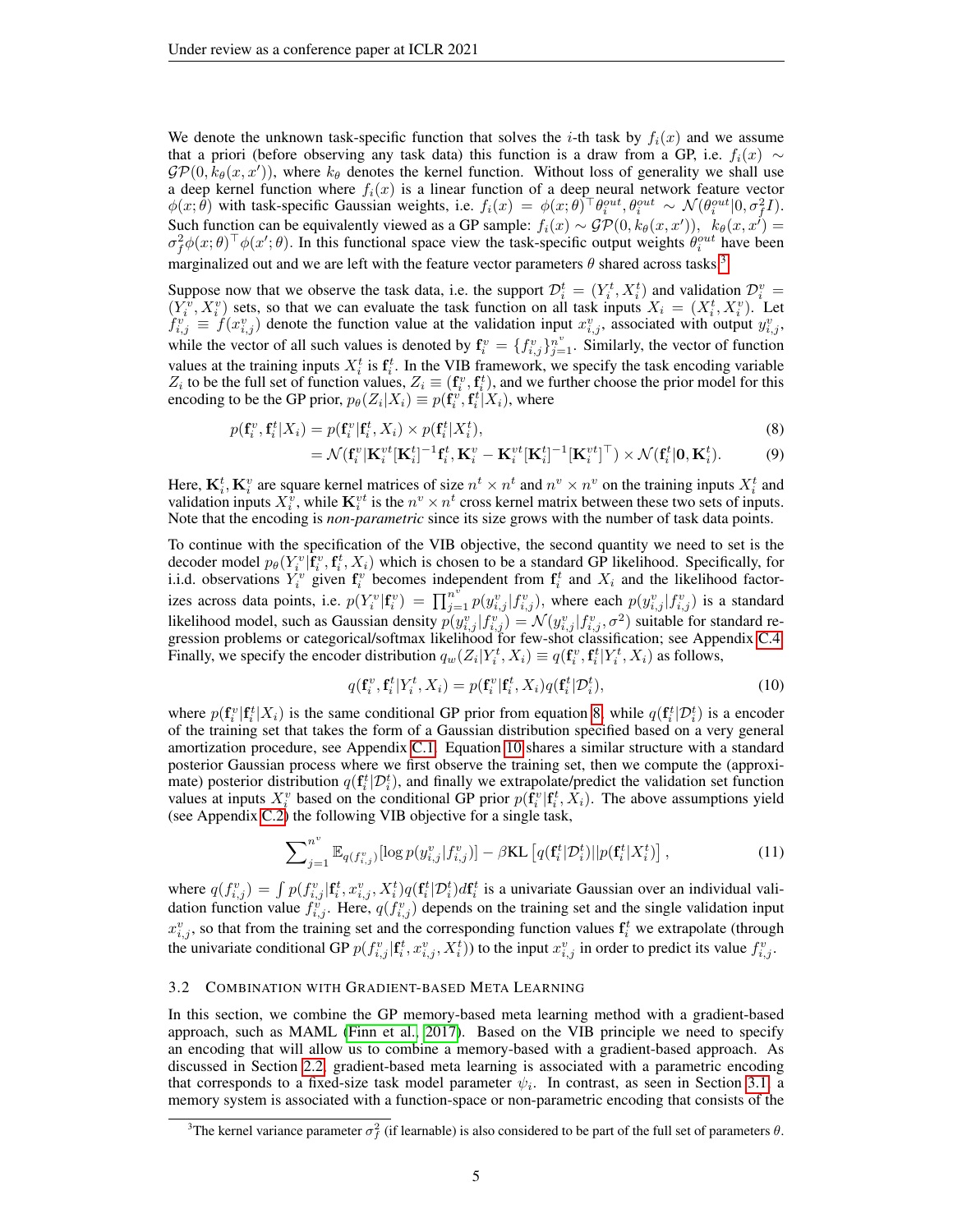We denote the unknown task-specific function that solves the $i$-th task by $f_i(x)$ and we assume that a priori (before observing any task data) this function is a draw from a GP, i.e. $f_i(x) \sim \mathcal{GP}(0, k_\theta(x, x'))$, where $k_\theta$ denotes the kernel function. Without loss of generality we shall use a deep kernel function where $f_i(x)$ is a linear function of a deep neural network feature vector $\phi(x;\theta)$ with task-specific Gaussian weights, i.e. $f_i(x) = \phi(x;\theta)^\top \theta_i^{out}, \theta_i^{out} \sim \mathcal{N}(\theta_i^{out}|0, \sigma_f^2 I)$. Such function can be equivalently viewed as a GP sample: $f_i(x) \sim \mathcal{GP}(0, k_\theta(x, x')), \;\; k_\theta(x, x') = \sigma_f^2 \phi(x;\theta)^\top \phi(x';\theta)$. In this functional space view the task-specific output weights $\theta_i^{out}$ have been marginalized out and we are left with the feature vector parameters $\theta$ shared across tasks[3].

Suppose now that we observe the task data, i.e. the support $\mathcal{D}_i^t = (Y_i^t, X_i^t)$ and validation $\mathcal{D}_i^v = (Y_i^v, X_i^v)$ sets, so that we can evaluate the task function on all task inputs $X_i = (X_i^t, X_i^v)$. Let $f_{i,j}^v \equiv f(x_{i,j}^v)$ denote the function value at the validation input $x_{i,j}^v$, associated with output $y_{i,j}^v$, while the vector of all such values is denoted by $\mathbf{f}_i^v = \{f_{i,j}^v\}_{j=1}^{n^v}$. Similarly, the vector of function values at the training inputs $X_i^t$ is $\mathbf{f}_i^t$. In the VIB framework, we specify the task encoding variable $Z_i$ to be the full set of function values, $Z_i \equiv (\mathbf{f}_i^v, \mathbf{f}_i^t)$, and we further choose the prior model for this encoding to be the GP prior, $p_\theta(Z_i|X_i) \equiv p(\mathbf{f}_i^v, \mathbf{f}_i^t|X_i)$, where

$$
p(\mathbf{f}_i^v, \mathbf{f}_i^t|X_i) = p(\mathbf{f}_i^v|\mathbf{f}_i^t, X_i) \times p(\mathbf{f}_i^t|X_i^t), \tag{8}
$$

$$
= \mathcal{N}(\mathbf{f}_i^v|\mathbf{K}_i^{vt}[\mathbf{K}_i^t]^{-1}\mathbf{f}_i^t, \mathbf{K}_i^v - \mathbf{K}_i^{vt}[\mathbf{K}_i^t]^{-1}[\mathbf{K}_i^{vt}]^\top) \times \mathcal{N}(\mathbf{f}_i^t|\mathbf{0}, \mathbf{K}_i^t). \tag{9}
$$

Here, $\mathbf{K}_i^t, \mathbf{K}_i^v$ are square kernel matrices of size $n^t \times n^t$ and $n^v \times n^v$ on the training inputs $X_i^t$ and validation inputs $X_i^v$, while $\mathbf{K}_i^{vt}$ is the $n^v \times n^t$ cross kernel matrix between these two sets of inputs. Note that the encoding is *non-parametric* since its size grows with the number of task data points.

To continue with the specification of the VIB objective, the second quantity we need to set is the decoder model $p_\theta(Y_i^v|\mathbf{f}_i^v, \mathbf{f}_i^t, X_i)$ which is chosen to be a standard GP likelihood. Specifically, for i.i.d. observations $Y_i^v$ given $\mathbf{f}_i^v$ becomes independent from $\mathbf{f}_i^t$ and $X_i$ and the likelihood factorizes across data points, i.e. $p(Y_i^v|\mathbf{f}_i^v) = \prod_{j=1}^{n^v} p(y_{i,j}^v|f_{i,j}^v)$, where each $p(y_{i,j}^v|f_{i,j}^v)$ is a standard likelihood model, such as Gaussian density $p(y_{i,j}^v|f_{i,j}^v) = \mathcal{N}(y_{i,j}^v|f_{i,j}^v, \sigma^2)$ suitable for standard regression problems or categorical/softmax likelihood for few-shot classification; see Appendix C.4. Finally, we specify the encoder distribution $q_w(Z_i|Y_i^t, X_i) \equiv q(\mathbf{f}_i^v, \mathbf{f}_i^t|Y_i^t, X_i)$ as follows,

$$
q(\mathbf{f}_i^v, \mathbf{f}_i^t|Y_i^t, X_i) = p(\mathbf{f}_i^v|\mathbf{f}_i^t, X_i)q(\mathbf{f}_i^t|\mathcal{D}_i^t), \tag{10}
$$

where $p(\mathbf{f}_i^v|\mathbf{f}_i^t|X_i)$ is the same conditional GP prior from equation 8, while $q(\mathbf{f}_i^t|\mathcal{D}_i^t)$ is a encoder of the training set that takes the form of a Gaussian distribution specified based on a very general amortization procedure, see Appendix C.1. Equation 10 shares a similar structure with a standard posterior Gaussian process where we first observe the training set, then we compute the (approximate) posterior distribution $q(\mathbf{f}_i^t|\mathcal{D}_i^t)$, and finally we extrapolate/predict the validation set function values at inputs $X_i^v$ based on the conditional GP prior $p(\mathbf{f}_i^v|\mathbf{f}_i^t, X_i)$. The above assumptions yield (see Appendix C.2) the following VIB objective for a single task,

$$
\sum_{j=1}^{n^v} \mathbb{E}_{q(f_{i,j}^v)}[\log p(y_{i,j}^v|f_{i,j}^v)] - \beta \text{KL}\left[q(\mathbf{f}_i^t|\mathcal{D}_i^t)||p(\mathbf{f}_i^t|X_i^t)\right], \tag{11}
$$

where $q(f_{i,j}^v) = \int p(f_{i,j}^v|\mathbf{f}_i^t, x_{i,j}^v, X_i^t)q(\mathbf{f}_i^t|\mathcal{D}_i^t)d\mathbf{f}_i^t$ is a univariate Gaussian over an individual validation function value $f_{i,j}^v$. Here, $q(f_{i,j}^v)$ depends on the training set and the single validation input $x_{i,j}^v$, so that from the training set and the corresponding function values $\mathbf{f}_i^t$ we extrapolate (through the univariate conditional GP $p(f_{i,j}^v|\mathbf{f}_i^t, x_{i,j}^v, X_i^t)$) to the input $x_{i,j}^v$ in order to predict its value $f_{i,j}^v$.

### 3.2 Combination with Gradient-based Meta Learning

In this section, we combine the GP memory-based meta learning method with a gradient-based approach, such as MAML (Finn et al., 2017). Based on the VIB principle we need to specify an encoding that will allow us to combine a memory-based with a gradient-based approach. As discussed in Section 2.2, gradient-based meta learning is associated with a parametric encoding that corresponds to a fixed-size task model parameter $\psi_i$. In contrast, as seen in Section 3.1, a memory system is associated with a function-space or non-parametric encoding that consists of the

[3]The kernel variance parameter $\sigma_f^2$ (if learnable) is also considered to be part of the full set of parameters $\theta$.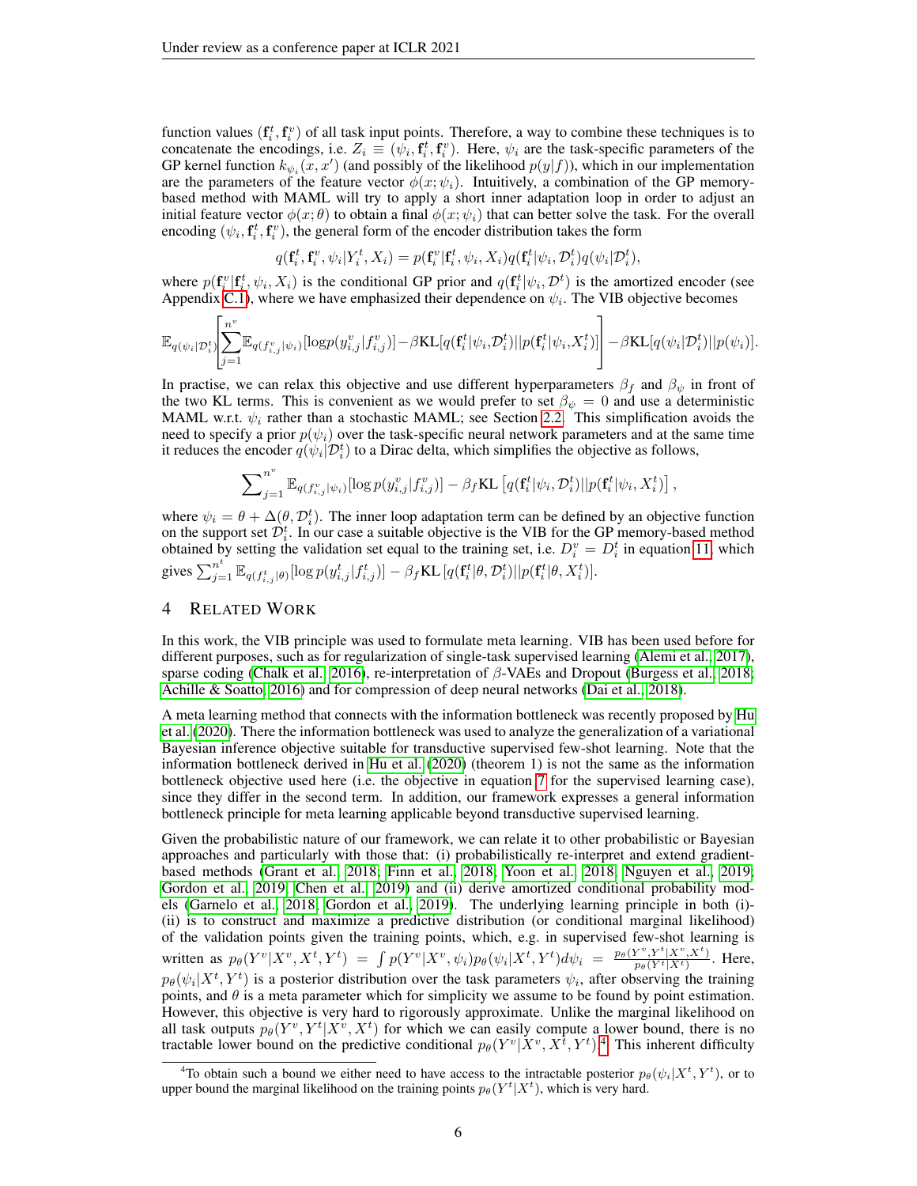function values $(\mathbf{f}_i^t, \mathbf{f}_i^v)$ of all task input points. Therefore, a way to combine these techniques is to concatenate the encodings, i.e. $Z_i \equiv (\psi_i, \mathbf{f}_i^t, \mathbf{f}_i^v)$. Here, $\psi_i$ are the task-specific parameters of the GP kernel function $k_{\psi_i}(x, x')$ (and possibly of the likelihood $p(y|f)$), which in our implementation are the parameters of the feature vector $\phi(x; \psi_i)$. Intuitively, a combination of the GP memory-based method with MAML will try to apply a short inner adaptation loop in order to adjust an initial feature vector $\phi(x; \theta)$ to obtain a final $\phi(x; \psi_i)$ that can better solve the task. For the overall encoding $(\psi_i, \mathbf{f}_i^t, \mathbf{f}_i^v)$, the general form of the encoder distribution takes the form

$$q(\mathbf{f}_i^t, \mathbf{f}_i^v, \psi_i | Y_i^t, X_i) = p(\mathbf{f}_i^v | \mathbf{f}_i^t, \psi_i, X_i) q(\mathbf{f}_i^t | \psi_i, \mathcal{D}_i^t) q(\psi_i | \mathcal{D}_i^t),$$

where $p(\mathbf{f}_i^v | \mathbf{f}_i^t, \psi_i, X_i)$ is the conditional GP prior and $q(\mathbf{f}_i^t | \psi_i, \mathcal{D}^t)$ is the amortized encoder (see Appendix C.1), where we have emphasized their dependence on $\psi_i$. The VIB objective becomes

$$\mathbb{E}_{q(\psi_i|\mathcal{D}_i^t)}\left[\sum_{j=1}^{n^v} \mathbb{E}_{q(f_{i,j}^v|\psi_i)}[\log p(y_{i,j}^v | f_{i,j}^v)] - \beta \mathrm{KL}[q(\mathbf{f}_i^t|\psi_i, \mathcal{D}_i^t) || p(\mathbf{f}_i^t | \psi_i, X_i^t)]\right] - \beta \mathrm{KL}[q(\psi_i | \mathcal{D}_i^t) || p(\psi_i)].$$

In practise, we can relax this objective and use different hyperparameters $\beta_f$ and $\beta_\psi$ in front of the two KL terms. This is convenient as we would prefer to set $\beta_\psi = 0$ and use a deterministic MAML w.r.t. $\psi_i$ rather than a stochastic MAML; see Section 2.2. This simplification avoids the need to specify a prior $p(\psi_i)$ over the task-specific neural network parameters and at the same time it reduces the encoder $q(\psi_i | \mathcal{D}_i^t)$ to a Dirac delta, which simplifies the objective as follows,

$$\sum_{j=1}^{n^v} \mathbb{E}_{q(f_{i,j}^v|\psi_i)}[\log p(y_{i,j}^v | f_{i,j}^v)] - \beta_f \mathrm{KL}\left[q(\mathbf{f}_i^t | \psi_i, \mathcal{D}_i^t) || p(\mathbf{f}_i^t | \psi_i, X_i^t)\right],$$

where $\psi_i = \theta + \Delta(\theta, \mathcal{D}_i^t)$. The inner loop adaptation term can be defined by an objective function on the support set $\mathcal{D}_i^t$. In our case a suitable objective is the VIB for the GP memory-based method obtained by setting the validation set equal to the training set, i.e. $D_i^v = D_i^t$ in equation 11, which gives $\sum_{j=1}^{n^t} \mathbb{E}_{q(f_{i,j}^t|\theta)}[\log p(y_{i,j}^t | f_{i,j}^t)] - \beta_f \mathrm{KL}\left[q(\mathbf{f}_i^t | \theta, \mathcal{D}_i^t) || p(\mathbf{f}_i^t | \theta, X_i^t)\right]$.

# 4 Related Work

In this work, the VIB principle was used to formulate meta learning. VIB has been used before for different purposes, such as for regularization of single-task supervised learning (Alemi et al., 2017), sparse coding (Chalk et al., 2016), re-interpretation of $\beta$-VAEs and Dropout (Burgess et al., 2018; Achille & Soatto, 2016) and for compression of deep neural networks (Dai et al., 2018).

A meta learning method that connects with the information bottleneck was recently proposed by Hu et al. (2020). There the information bottleneck was used to analyze the generalization of a variational Bayesian inference objective suitable for transductive supervised few-shot learning. Note that the information bottleneck derived in Hu et al. (2020) (theorem 1) is not the same as the information bottleneck objective used here (i.e. the objective in equation 7 for the supervised learning case), since they differ in the second term. In addition, our framework expresses a general information bottleneck principle for meta learning applicable beyond transductive supervised learning.

Given the probabilistic nature of our framework, we can relate it to other probabilistic or Bayesian approaches and particularly with those that: (i) probabilistically re-interpret and extend gradient-based methods (Grant et al., 2018; Finn et al., 2018; Yoon et al., 2018; Nguyen et al., 2019; Gordon et al., 2019; Chen et al., 2019) and (ii) derive amortized conditional probability models (Garnelo et al., 2018; Gordon et al., 2019). The underlying learning principle in both (i)-(ii) is to construct and maximize a predictive distribution (or conditional marginal likelihood) of the validation points given the training points, which, e.g. in supervised few-shot learning is written as $p_\theta(Y^v | X^v, X^t, Y^t) = \int p(Y^v | X^v, \psi_i) p_\theta(\psi_i | X^t, Y^t) d\psi_i = \frac{p_\theta(Y^v, Y^t | X^v, X^t)}{p_\theta(Y^t | X^t)}$. Here, $p_\theta(\psi_i | X^t, Y^t)$ is a posterior distribution over the task parameters $\psi_i$, after observing the training points, and $\theta$ is a meta parameter which for simplicity we assume to be found by point estimation. However, this objective is very hard to rigorously approximate. Unlike the marginal likelihood on all task outputs $p_\theta(Y^v, Y^t | X^v, X^t)$ for which we can easily compute a lower bound, there is no tractable lower bound on the predictive conditional $p_\theta(Y^v | X^v, X^t, Y^t)$.[4] This inherent difficulty

[4] To obtain such a bound we either need to have access to the intractable posterior $p_\theta(\psi_i | X^t, Y^t)$, or to upper bound the marginal likelihood on the training points $p_\theta(Y^t | X^t)$, which is very hard.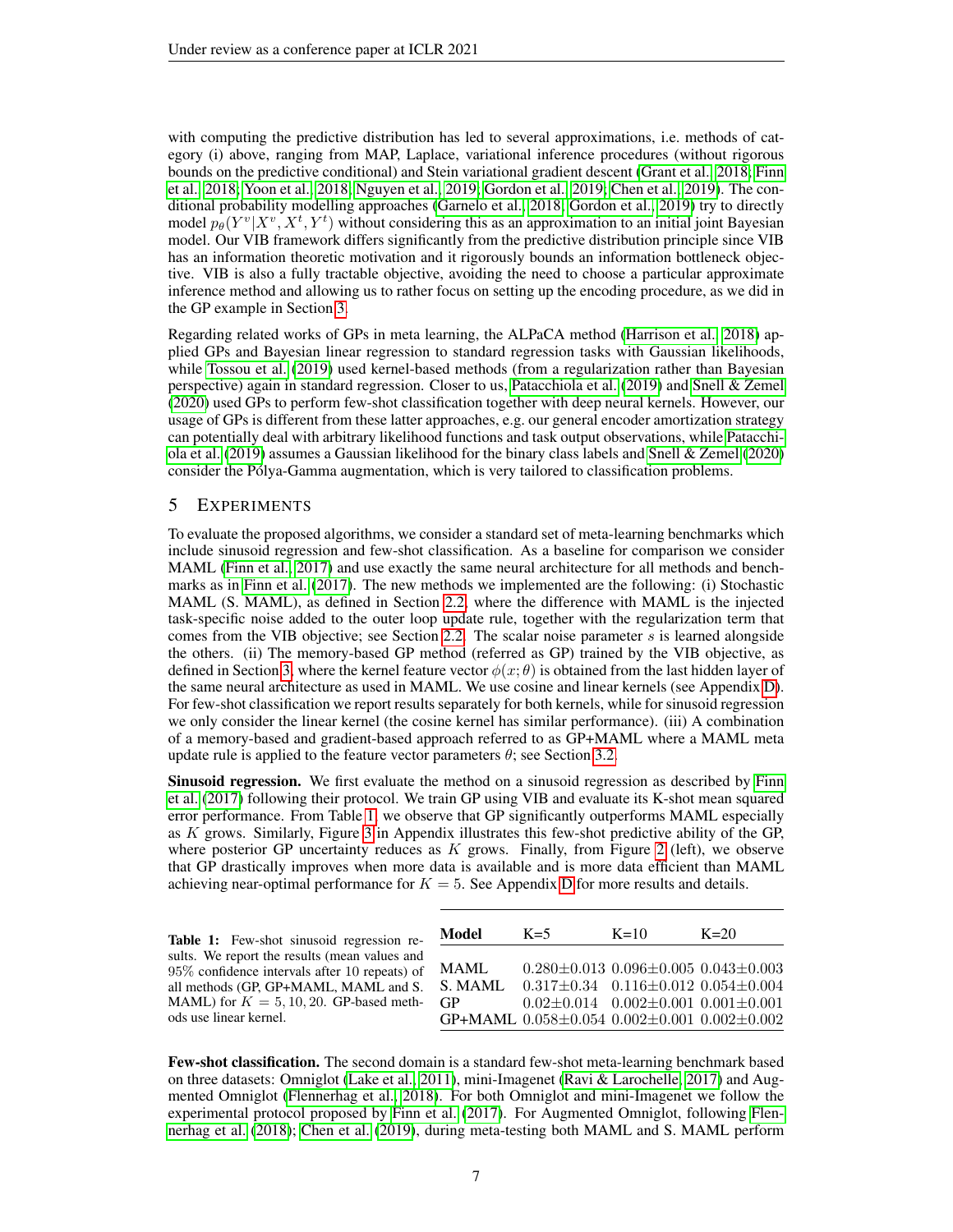with computing the predictive distribution has led to several approximations, i.e. methods of category (i) above, ranging from MAP, Laplace, variational inference procedures (without rigorous bounds on the predictive conditional) and Stein variational gradient descent (Grant et al., 2018; Finn et al., 2018; Yoon et al., 2018; Nguyen et al., 2019; Gordon et al., 2019; Chen et al., 2019). The conditional probability modelling approaches (Garnelo et al., 2018; Gordon et al., 2019) try to directly model $p_\theta(Y^v|X^v, X^t, Y^t)$ without considering this as an approximation to an initial joint Bayesian model. Our VIB framework differs significantly from the predictive distribution principle since VIB has an information theoretic motivation and it rigorously bounds an information bottleneck objective. VIB is also a fully tractable objective, avoiding the need to choose a particular approximate inference method and allowing us to rather focus on setting up the encoding procedure, as we did in the GP example in Section 3.

Regarding related works of GPs in meta learning, the ALPaCA method (Harrison et al., 2018) applied GPs and Bayesian linear regression to standard regression tasks with Gaussian likelihoods, while Tossou et al. (2019) used kernel-based methods (from a regularization rather than Bayesian perspective) again in standard regression. Closer to us, Patacchiola et al. (2019) and Snell & Zemel (2020) used GPs to perform few-shot classification together with deep neural kernels. However, our usage of GPs is different from these latter approaches, e.g. our general encoder amortization strategy can potentially deal with arbitrary likelihood functions and task output observations, while Patacchiola et al. (2019) assumes a Gaussian likelihood for the binary class labels and Snell & Zemel (2020) consider the Pólya-Gamma augmentation, which is very tailored to classification problems.

## 5 Experiments

To evaluate the proposed algorithms, we consider a standard set of meta-learning benchmarks which include sinusoid regression and few-shot classification. As a baseline for comparison we consider MAML (Finn et al., 2017) and use exactly the same neural architecture for all methods and benchmarks as in Finn et al. (2017). The new methods we implemented are the following: (i) Stochastic MAML (S. MAML), as defined in Section 2.2, where the difference with MAML is the injected task-specific noise added to the outer loop update rule, together with the regularization term that comes from the VIB objective; see Section 2.2. The scalar noise parameter $s$ is learned alongside the others. (ii) The memory-based GP method (referred as GP) trained by the VIB objective, as defined in Section 3, where the kernel feature vector $\phi(x;\theta)$ is obtained from the last hidden layer of the same neural architecture as used in MAML. We use cosine and linear kernels (see Appendix D). For few-shot classification we report results separately for both kernels, while for sinusoid regression we only consider the linear kernel (the cosine kernel has similar performance). (iii) A combination of a memory-based and gradient-based approach referred to as GP+MAML where a MAML meta update rule is applied to the feature vector parameters $\theta$; see Section 3.2.

**Sinusoid regression.** We first evaluate the method on a sinusoid regression as described by Finn et al. (2017) following their protocol. We train GP using VIB and evaluate its K-shot mean squared error performance. From Table 1, we observe that GP significantly outperforms MAML especially as $K$ grows. Similary, Figure 3 in Appendix illustrates this few-shot predictive ability of the GP, where posterior GP uncertainty reduces as $K$ grows. Finally, from Figure 2 (left), we observe that GP drastically improves when more data is available and is more data efficient than MAML achieving near-optimal performance for $K = 5$. See Appendix D for more results and details.

**Table 1:** Few-shot sinusoid regression results. We report the results (mean values and 95% confidence intervals after 10 repeats) of all methods (GP, GP+MAML, MAML and S. MAML) for $K = 5, 10, 20$. GP-based methods use linear kernel.

| Model | K=5 | K=10 | K=20 |
|---|---|---|---|
| MAML | 0.280±0.013 | 0.096±0.005 | 0.043±0.003 |
| S. MAML | 0.317±0.34 | 0.116±0.012 | 0.054±0.004 |
| GP | 0.02±0.014 | 0.002±0.001 | 0.001±0.001 |
| GP+MAML | 0.058±0.054 | 0.002±0.001 | 0.002±0.002 |

**Few-shot classification.** The second domain is a standard few-shot meta-learning benchmark based on three datasets: Omniglot (Lake et al., 2011), mini-Imagenet (Ravi & Larochelle, 2017) and Augmented Omniglot (Flennerhag et al., 2018). For both Omniglot and mini-Imagenet we follow the experimental protocol proposed by Finn et al. (2017). For Augmented Omniglot, following Flennerhag et al. (2018); Chen et al. (2019), during meta-testing both MAML and S. MAML perform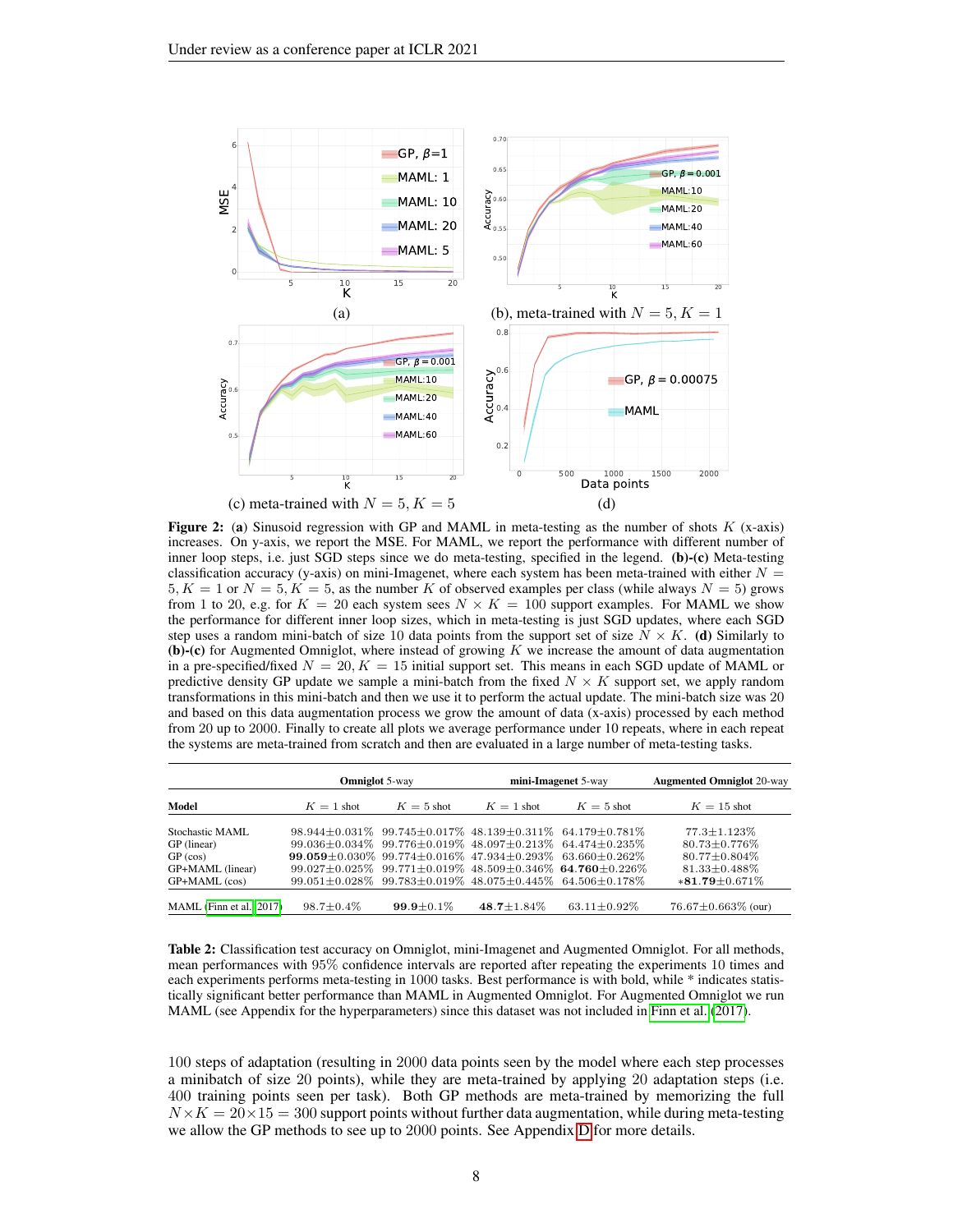Figure 2: **(a)** Sinusoid regression with GP and MAML in meta-testing as the number of shots $K$ (x-axis) increases. On y-axis, we report the MSE. For MAML, we report the performance with different number of inner loop steps, i.e. just SGD steps since we do meta-testing, specified in the legend. **(b)-(c)** Meta-testing classification accuracy (y-axis) on mini-Imagenet, where each system has been meta-trained with either $N = 5, K = 1$ or $N = 5, K = 5$, as the number $K$ of observed examples per class (while always $N = 5$) grows from 1 to 20, e.g. for $K = 20$ each system sees $N \times K = 100$ support examples. For MAML we show the performance for different inner loop sizes, which in meta-testing is just SGD updates, where each SGD step uses a random mini-batch of size 10 data points from the support set of size $N \times K$. **(d)** Similarly to **(b)-(c)** for Augmented Omniglot, where instead of growing $K$ we increase the amount of data augmentation in a pre-specified/fixed $N = 20, K = 15$ initial support set. This means in each SGD update of MAML or predictive density GP update we sample a mini-batch from the fixed $N \times K$ support set, we apply random transformations in this mini-batch and then we use it to perform the actual update. The mini-batch size was 20 and based on this data augmentation process we grow the amount of data (x-axis) processed by each method from 20 up to 2000. Finally to create all plots we average performance under 10 repeats, where in each repeat the systems are meta-trained from scratch and then are evaluated in a large number of meta-testing tasks.

| | **Omniglot** 5-way | | **mini-Imagenet** 5-way | | **Augmented Omniglot** 20-way |
|---|---|---|---|---|---|
| **Model** | $K = 1$ shot | $K = 5$ shot | $K = 1$ shot | $K = 5$ shot | $K = 15$ shot |
| Stochastic MAML | 98.944±0.031% | 99.745±0.017% | 48.139±0.311% | 64.179±0.781% | 77.3±1.123% |
| GP (linear) | 99.036±0.034% | 99.776±0.019% | 48.097±0.213% | 64.474±0.235% | 80.73±0.776% |
| GP (cos) | **99.059**±0.030% | 99.774±0.016% | 47.934±0.293% | 63.660±0.262% | 80.77±0.804% |
| GP+MAML (linear) | 99.027±0.025% | 99.771±0.019% | 48.509±0.346% | **64.760**±0.226% | 81.33±0.488% |
| GP+MAML (cos) | 99.051±0.028% | 99.783±0.019% | 48.075±0.445% | 64.506±0.178% | \***81.79**±0.671% |
| MAML (Finn et al., 2017) | 98.7±0.4% | **99.9**±0.1% | **48.7**±1.84% | 63.11±0.92% | 76.67±0.663% (our) |

Table 2: Classification test accuracy on Omniglot, mini-Imagenet and Augmented Omniglot. For all methods, mean performances with 95% confidence intervals are reported after repeating the experiments 10 times and each experiments performs meta-testing in 1000 tasks. Best performance is with bold, while * indicates statistically significant better performance than MAML in Augmented Omniglot. For Augmented Omniglot we run MAML (see Appendix for the hyperparameters) since this dataset was not included in Finn et al. (2017).

100 steps of adaptation (resulting in 2000 data points seen by the model where each step processes a minibatch of size 20 points), while they are meta-trained by applying 20 adaptation steps (i.e. 400 training points seen per task). Both GP methods are meta-trained by memorizing the full $N \times K = 20 \times 15 = 300$ support points without further data augmentation, while during meta-testing we allow the GP methods to see up to 2000 points. See Appendix D for more details.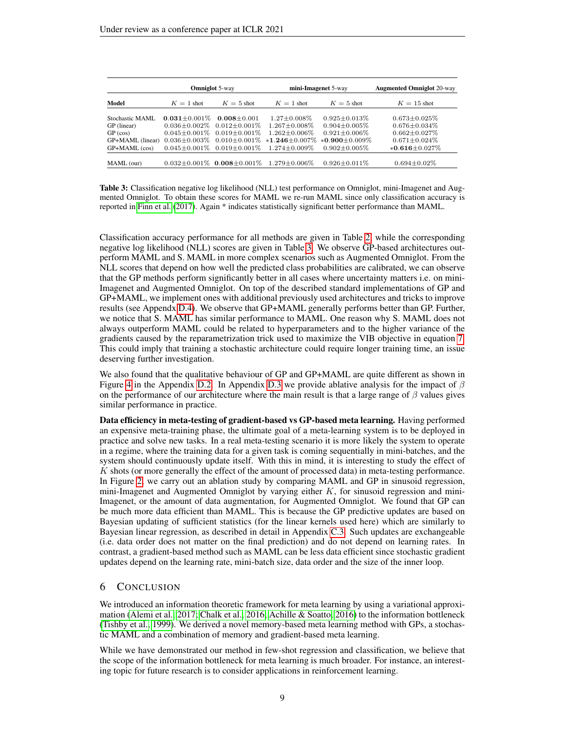| Model | Omniglot 5-way | | mini-Imagenet 5-way | | Augmented Omniglot 20-way |
|---|---|---|---|---|---|
| | $K = 1$ shot | $K = 5$ shot | $K = 1$ shot | $K = 5$ shot | $K = 15$ shot |
| Stochastic MAML | $\mathbf{0.031}\pm0.001\%$ | $\mathbf{0.008}\pm0.001$ | $1.27\pm0.008\%$ | $0.925\pm0.013\%$ | $0.673\pm0.025\%$ |
| GP (linear) | $0.036\pm0.002\%$ | $0.012\pm0.001\%$ | $1.267\pm0.008\%$ | $0.904\pm0.005\%$ | $0.676\pm0.034\%$ |
| GP (cos) | $0.045\pm0.001\%$ | $0.019\pm0.001\%$ | $1.262\pm0.006\%$ | $0.921\pm0.006\%$ | $0.662\pm0.027\%$ |
| GP+MAML (linear) | $0.036\pm0.003\%$ | $0.010\pm0.001\%$ | $*\mathbf{1.246}\pm0.007\%$ | $*\mathbf{0.900}\pm0.009\%$ | $0.671\pm0.024\%$ |
| GP+MAML (cos) | $0.045\pm0.001\%$ | $0.019\pm0.001\%$ | $1.274\pm0.009\%$ | $0.902\pm0.005\%$ | $*\mathbf{0.616}\pm0.027\%$ |
| MAML (our) | $0.032\pm0.001\%$ | $\mathbf{0.008}\pm0.001\%$ | $1.279\pm0.006\%$ | $0.926\pm0.011\%$ | $0.694\pm0.02\%$ |

**Table 3:** Classification negative log likelihood (NLL) test performance on Omniglot, mini-Imagenet and Augmented Omniglot. To obtain these scores for MAML we re-run MAML since only classification accuracy is reported in Finn et al. (2017). Again * indicates statistically significant better performance than MAML.

Classification accuracy performance for all methods are given in Table 2, while the corresponding negative log likelihood (NLL) scores are given in Table 3. We observe GP-based architectures outperform MAML and S. MAML in more complex scenarios such as Augmented Omniglot. From the NLL scores that depend on how well the predicted class probabilities are calibrated, we can observe that the GP methods perform significantly better in all cases where uncertainty matters i.e. on mini-Imagenet and Augmented Omniglot. On top of the described standard implementations of GP and GP+MAML, we implement ones with additional previously used architectures and tricks to improve results (see Appendix D.4). We observe that GP+MAML generally performs better than GP. Further, we notice that S. MAML has similar performance to MAML. One reason why S. MAML does not always outperform MAML could be related to hyperparameters and to the higher variance of the gradients caused by the reparametrization trick used to maximize the VIB objective in equation 7. This could imply that training a stochastic architecture could require longer training time, an issue deserving further investigation.

We also found that the qualitative behaviour of GP and GP+MAML are quite different as shown in Figure 4 in the Appendix D.2. In Appendix D.3 we provide ablative analysis for the impact of $\beta$ on the performance of our architecture where the main result is that a large range of $\beta$ values gives similar performance in practice.

**Data efficiency in meta-testing of gradient-based vs GP-based meta learning.** Having performed an expensive meta-training phase, the ultimate goal of a meta-learning system is to be deployed in practice and solve new tasks. In a real meta-testing scenario it is more likely the system to operate in a regime, where the training data for a given task is coming sequentially in mini-batches, and the system should continuously update itself. With this in mind, it is interesting to study the effect of $K$ shots (or more generally the effect of the amount of processed data) in meta-testing performance. In Figure 2, we carry out an ablation study by comparing MAML and GP in sinusoid regression, mini-Imagenet and Augmented Omniglot by varying either $K$, for sinusoid regression and mini-Imagenet, or the amount of data augmentation, for Augmented Omniglot. We found that GP can be much more data efficient than MAML. This is because the GP predictive updates are based on Bayesian updating of sufficient statistics (for the linear kernels used here) which are similarly to Bayesian linear regression, as described in detail in Appendix C.3. Such updates are exchangeable (i.e. data order does not matter on the final prediction) and do not depend on learning rates. In contrast, a gradient-based method such as MAML can be less data efficient since stochastic gradient updates depend on the learning rate, mini-batch size, data order and the size of the inner loop.

## 6 Conclusion

We introduced an information theoretic framework for meta learning by using a variational approximation (Alemi et al., 2017; Chalk et al., 2016; Achille & Soatto, 2016) to the information bottleneck (Tishby et al., 1999). We derived a novel memory-based meta learning method with GPs, a stochastic MAML and a combination of memory and gradient-based meta learning.

While we have demonstrated our method in few-shot regression and classification, we believe that the scope of the information bottleneck for meta learning is much broader. For instance, an interesting topic for future research is to consider applications in reinforcement learning.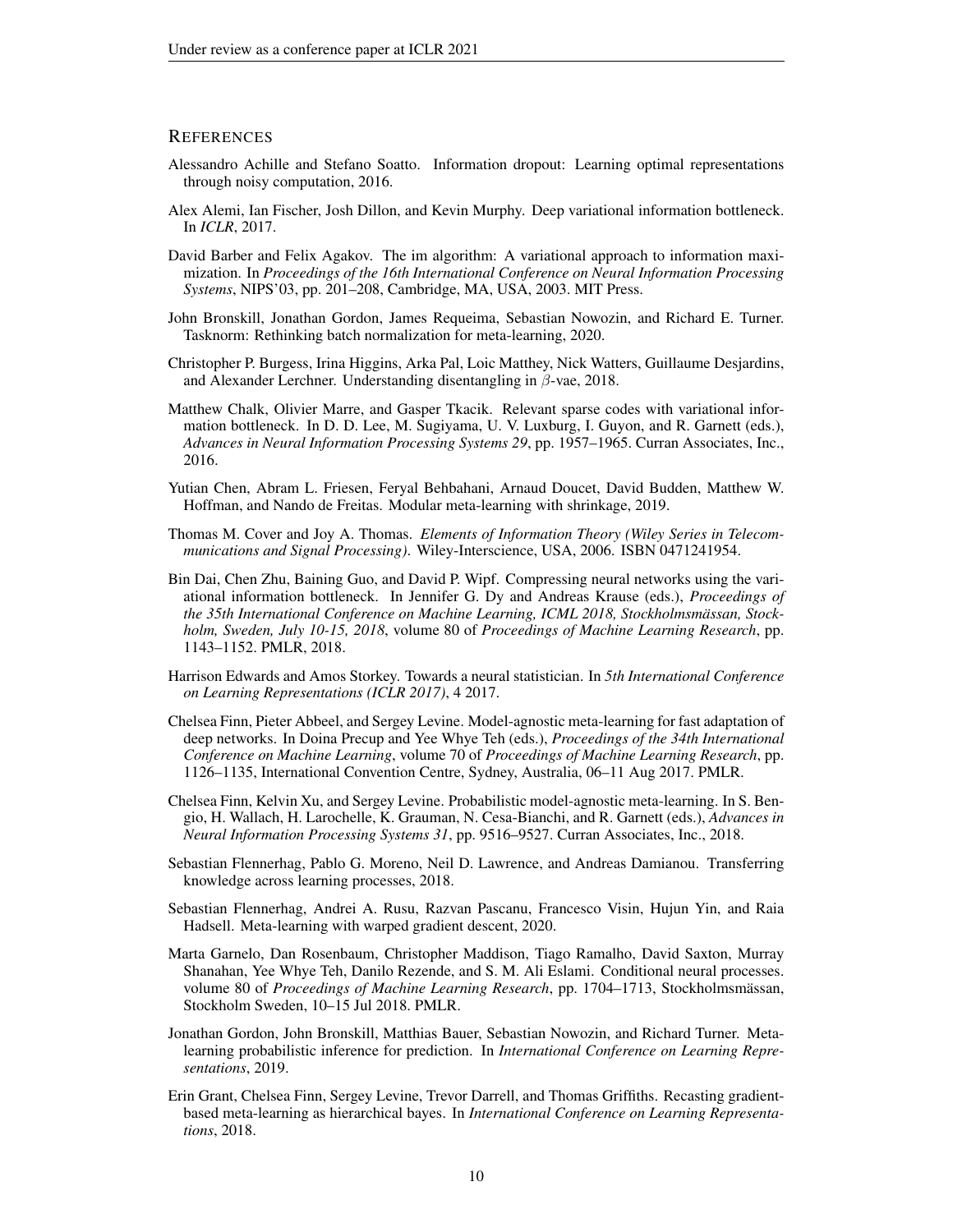## References

Alessandro Achille and Stefano Soatto. Information dropout: Learning optimal representations through noisy computation, 2016.

Alex Alemi, Ian Fischer, Josh Dillon, and Kevin Murphy. Deep variational information bottleneck. In *ICLR*, 2017.

David Barber and Felix Agakov. The im algorithm: A variational approach to information maximization. In *Proceedings of the 16th International Conference on Neural Information Processing Systems*, NIPS'03, pp. 201–208, Cambridge, MA, USA, 2003. MIT Press.

John Bronskill, Jonathan Gordon, James Requeima, Sebastian Nowozin, and Richard E. Turner. Tasknorm: Rethinking batch normalization for meta-learning, 2020.

Christopher P. Burgess, Irina Higgins, Arka Pal, Loic Matthey, Nick Watters, Guillaume Desjardins, and Alexander Lerchner. Understanding disentangling in $\beta$-vae, 2018.

Matthew Chalk, Olivier Marre, and Gasper Tkacik. Relevant sparse codes with variational information bottleneck. In D. D. Lee, M. Sugiyama, U. V. Luxburg, I. Guyon, and R. Garnett (eds.), *Advances in Neural Information Processing Systems 29*, pp. 1957–1965. Curran Associates, Inc., 2016.

Yutian Chen, Abram L. Friesen, Feryal Behbahani, Arnaud Doucet, David Budden, Matthew W. Hoffman, and Nando de Freitas. Modular meta-learning with shrinkage, 2019.

Thomas M. Cover and Joy A. Thomas. *Elements of Information Theory (Wiley Series in Telecommunications and Signal Processing)*. Wiley-Interscience, USA, 2006. ISBN 0471241954.

Bin Dai, Chen Zhu, Baining Guo, and David P. Wipf. Compressing neural networks using the variational information bottleneck. In Jennifer G. Dy and Andreas Krause (eds.), *Proceedings of the 35th International Conference on Machine Learning, ICML 2018, Stockholmsmässan, Stockholm, Sweden, July 10-15, 2018*, volume 80 of *Proceedings of Machine Learning Research*, pp. 1143–1152. PMLR, 2018.

Harrison Edwards and Amos Storkey. Towards a neural statistician. In *5th International Conference on Learning Representations (ICLR 2017)*, 4 2017.

Chelsea Finn, Pieter Abbeel, and Sergey Levine. Model-agnostic meta-learning for fast adaptation of deep networks. In Doina Precup and Yee Whye Teh (eds.), *Proceedings of the 34th International Conference on Machine Learning*, volume 70 of *Proceedings of Machine Learning Research*, pp. 1126–1135, International Convention Centre, Sydney, Australia, 06–11 Aug 2017. PMLR.

Chelsea Finn, Kelvin Xu, and Sergey Levine. Probabilistic model-agnostic meta-learning. In S. Bengio, H. Wallach, H. Larochelle, K. Grauman, N. Cesa-Bianchi, and R. Garnett (eds.), *Advances in Neural Information Processing Systems 31*, pp. 9516–9527. Curran Associates, Inc., 2018.

Sebastian Flennerhag, Pablo G. Moreno, Neil D. Lawrence, and Andreas Damianou. Transferring knowledge across learning processes, 2018.

Sebastian Flennerhag, Andrei A. Rusu, Razvan Pascanu, Francesco Visin, Hujun Yin, and Raia Hadsell. Meta-learning with warped gradient descent, 2020.

Marta Garnelo, Dan Rosenbaum, Christopher Maddison, Tiago Ramalho, David Saxton, Murray Shanahan, Yee Whye Teh, Danilo Rezende, and S. M. Ali Eslami. Conditional neural processes. volume 80 of *Proceedings of Machine Learning Research*, pp. 1704–1713, Stockholmsmässan, Stockholm Sweden, 10–15 Jul 2018. PMLR.

Jonathan Gordon, John Bronskill, Matthias Bauer, Sebastian Nowozin, and Richard Turner. Meta-learning probabilistic inference for prediction. In *International Conference on Learning Representations*, 2019.

Erin Grant, Chelsea Finn, Sergey Levine, Trevor Darrell, and Thomas Griffiths. Recasting gradient-based meta-learning as hierarchical bayes. In *International Conference on Learning Representations*, 2018.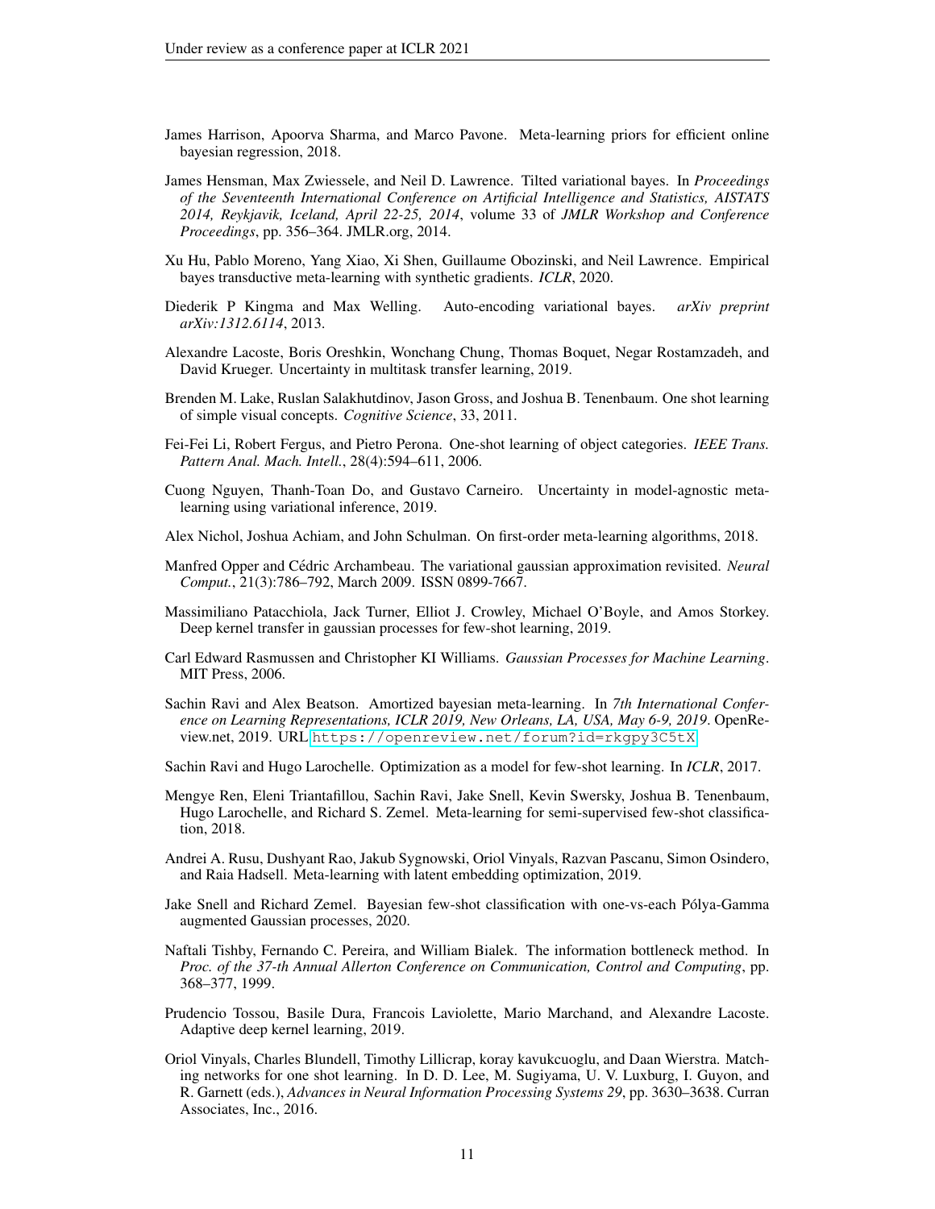James Harrison, Apoorva Sharma, and Marco Pavone. Meta-learning priors for efficient online bayesian regression, 2018.

James Hensman, Max Zwiessele, and Neil D. Lawrence. Tilted variational bayes. In *Proceedings of the Seventeenth International Conference on Artificial Intelligence and Statistics, AISTATS 2014, Reykjavik, Iceland, April 22-25, 2014*, volume 33 of *JMLR Workshop and Conference Proceedings*, pp. 356–364. JMLR.org, 2014.

Xu Hu, Pablo Moreno, Yang Xiao, Xi Shen, Guillaume Obozinski, and Neil Lawrence. Empirical bayes transductive meta-learning with synthetic gradients. *ICLR*, 2020.

Diederik P Kingma and Max Welling. Auto-encoding variational bayes. *arXiv preprint arXiv:1312.6114*, 2013.

Alexandre Lacoste, Boris Oreshkin, Wonchang Chung, Thomas Boquet, Negar Rostamzadeh, and David Krueger. Uncertainty in multitask transfer learning, 2019.

Brenden M. Lake, Ruslan Salakhutdinov, Jason Gross, and Joshua B. Tenenbaum. One shot learning of simple visual concepts. *Cognitive Science*, 33, 2011.

Fei-Fei Li, Robert Fergus, and Pietro Perona. One-shot learning of object categories. *IEEE Trans. Pattern Anal. Mach. Intell.*, 28(4):594–611, 2006.

Cuong Nguyen, Thanh-Toan Do, and Gustavo Carneiro. Uncertainty in model-agnostic meta-learning using variational inference, 2019.

Alex Nichol, Joshua Achiam, and John Schulman. On first-order meta-learning algorithms, 2018.

Manfred Opper and Cédric Archambeau. The variational gaussian approximation revisited. *Neural Comput.*, 21(3):786–792, March 2009. ISSN 0899-7667.

Massimiliano Patacchiola, Jack Turner, Elliot J. Crowley, Michael O'Boyle, and Amos Storkey. Deep kernel transfer in gaussian processes for few-shot learning, 2019.

Carl Edward Rasmussen and Christopher KI Williams. *Gaussian Processes for Machine Learning*. MIT Press, 2006.

Sachin Ravi and Alex Beatson. Amortized bayesian meta-learning. In *7th International Conference on Learning Representations, ICLR 2019, New Orleans, LA, USA, May 6-9, 2019*. OpenReview.net, 2019. URL https://openreview.net/forum?id=rkgpy3C5tX.

Sachin Ravi and Hugo Larochelle. Optimization as a model for few-shot learning. In *ICLR*, 2017.

Mengye Ren, Eleni Triantafillou, Sachin Ravi, Jake Snell, Kevin Swersky, Joshua B. Tenenbaum, Hugo Larochelle, and Richard S. Zemel. Meta-learning for semi-supervised few-shot classification, 2018.

Andrei A. Rusu, Dushyant Rao, Jakub Sygnowski, Oriol Vinyals, Razvan Pascanu, Simon Osindero, and Raia Hadsell. Meta-learning with latent embedding optimization, 2019.

Jake Snell and Richard Zemel. Bayesian few-shot classification with one-vs-each Pólya-Gamma augmented Gaussian processes, 2020.

Naftali Tishby, Fernando C. Pereira, and William Bialek. The information bottleneck method. In *Proc. of the 37-th Annual Allerton Conference on Communication, Control and Computing*, pp. 368–377, 1999.

Prudencio Tossou, Basile Dura, Francois Laviolette, Mario Marchand, and Alexandre Lacoste. Adaptive deep kernel learning, 2019.

Oriol Vinyals, Charles Blundell, Timothy Lillicrap, koray kavukcuoglu, and Daan Wierstra. Matching networks for one shot learning. In D. D. Lee, M. Sugiyama, U. V. Luxburg, I. Guyon, and R. Garnett (eds.), *Advances in Neural Information Processing Systems 29*, pp. 3630–3638. Curran Associates, Inc., 2016.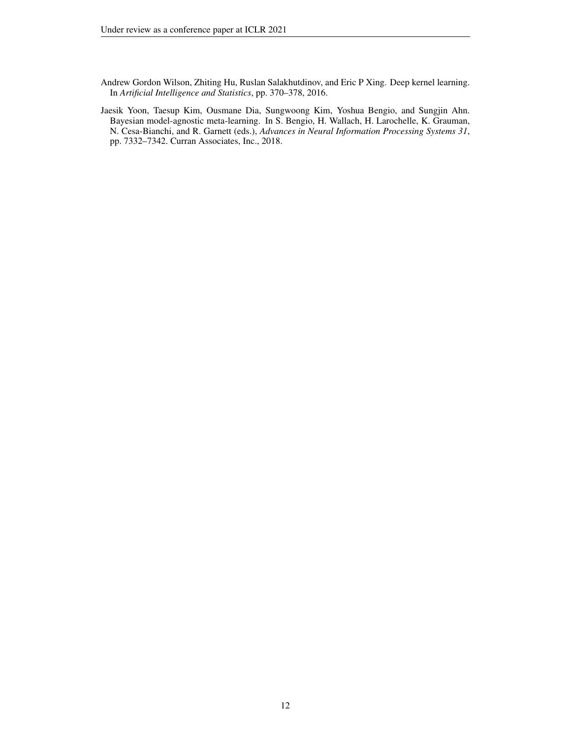Andrew Gordon Wilson, Zhiting Hu, Ruslan Salakhutdinov, and Eric P Xing. Deep kernel learning. In *Artificial Intelligence and Statistics*, pp. 370–378, 2016.

Jaesik Yoon, Taesup Kim, Ousmane Dia, Sungwoong Kim, Yoshua Bengio, and Sungjin Ahn. Bayesian model-agnostic meta-learning. In S. Bengio, H. Wallach, H. Larochelle, K. Grauman, N. Cesa-Bianchi, and R. Garnett (eds.), *Advances in Neural Information Processing Systems 31*, pp. 7332–7342. Curran Associates, Inc., 2018.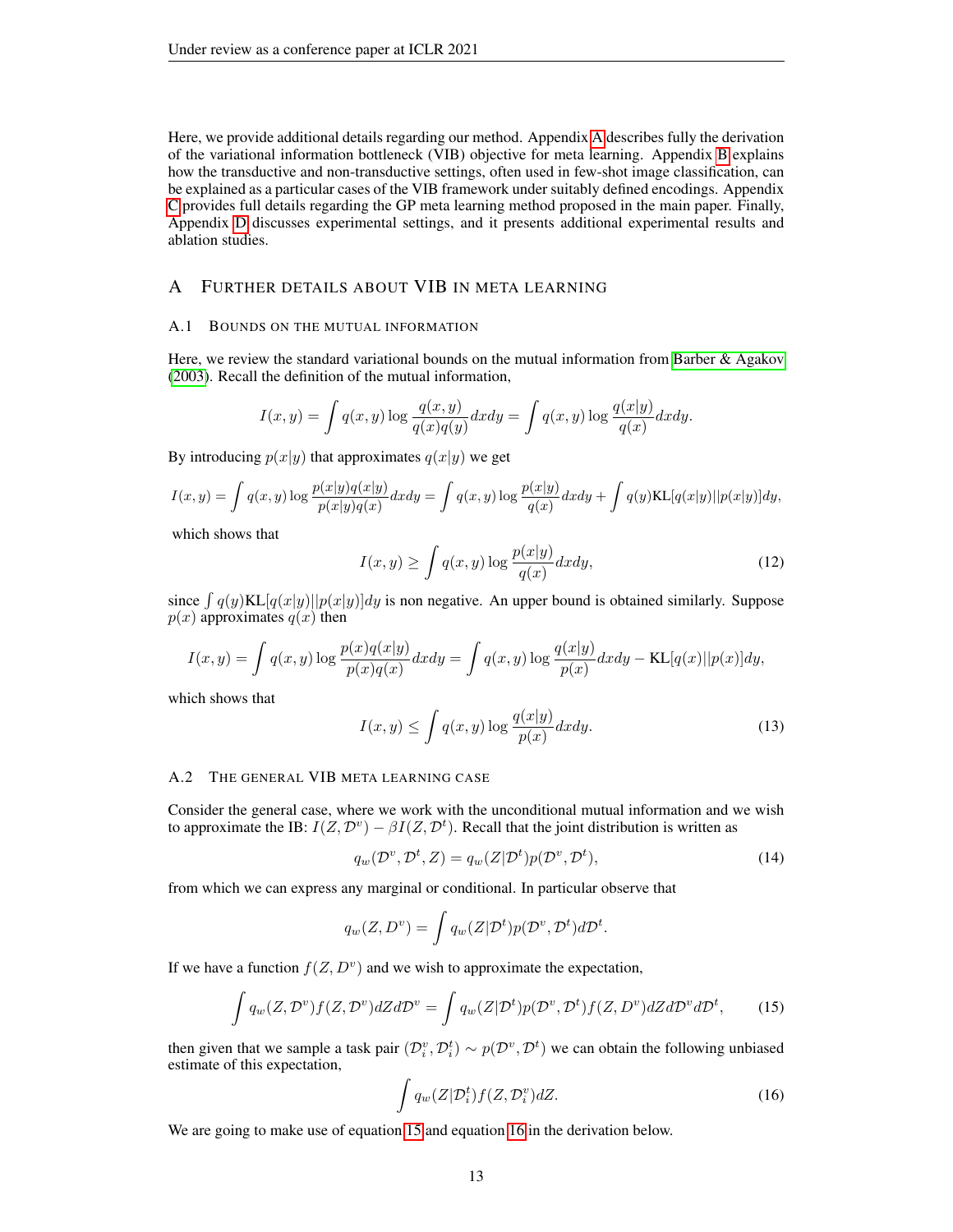Here, we provide additional details regarding our method. Appendix A describes fully the derivation of the variational information bottleneck (VIB) objective for meta learning. Appendix B explains how the transductive and non-transductive settings, often used in few-shot image classification, can be explained as a particular cases of the VIB framework under suitably defined encodings. Appendix C provides full details regarding the GP meta learning method proposed in the main paper. Finally, Appendix D discusses experimental settings, and it presents additional experimental results and ablation studies.

## A Further details about VIB in meta learning

### A.1 Bounds on the mutual information

Here, we review the standard variational bounds on the mutual information from Barber & Agakov (2003). Recall the definition of the mutual information,

$$I(x,y) = \int q(x,y) \log \frac{q(x,y)}{q(x)q(y)} dxdy = \int q(x,y) \log \frac{q(x|y)}{q(x)} dxdy.$$

By introducing $p(x|y)$ that approximates $q(x|y)$ we get

$$I(x,y) = \int q(x,y) \log \frac{p(x|y)q(x|y)}{p(x|y)q(x)} dxdy = \int q(x,y) \log \frac{p(x|y)}{q(x)} dxdy + \int q(y) \text{KL}[q(x|y)||p(x|y)]dy,$$

which shows that

$$I(x,y) \geq \int q(x,y) \log \frac{p(x|y)}{q(x)} dxdy, \tag{12}$$

since $\int q(y)\text{KL}[q(x|y)||p(x|y)]dy$ is non negative. An upper bound is obtained similarly. Suppose $p(x)$ approximates $q(x)$ then

$$I(x,y) = \int q(x,y) \log \frac{p(x)q(x|y)}{p(x)q(x)} dxdy = \int q(x,y) \log \frac{q(x|y)}{p(x)} dxdy - \text{KL}[q(x)||p(x)]dy,$$

which shows that

$$I(x,y) \leq \int q(x,y) \log \frac{q(x|y)}{p(x)} dxdy. \tag{13}$$

### A.2 The general VIB meta learning case

Consider the general case, where we work with the unconditional mutual information and we wish to approximate the IB: $I(Z, \mathcal{D}^v) - \beta I(Z, \mathcal{D}^t)$. Recall that the joint distribution is written as

$$q_w(\mathcal{D}^v, \mathcal{D}^t, Z) = q_w(Z|\mathcal{D}^t) p(\mathcal{D}^v, \mathcal{D}^t), \tag{14}$$

from which we can express any marginal or conditional. In particular observe that

$$q_w(Z, D^v) = \int q_w(Z|\mathcal{D}^t) p(\mathcal{D}^v, \mathcal{D}^t) d\mathcal{D}^t.$$

If we have a function $f(Z, D^v)$ and we wish to approximate the expectation,

$$\int q_w(Z, \mathcal{D}^v) f(Z, \mathcal{D}^v) dZ d\mathcal{D}^v = \int q_w(Z|\mathcal{D}^t) p(\mathcal{D}^v, \mathcal{D}^t) f(Z, D^v) dZ d\mathcal{D}^v d\mathcal{D}^t, \tag{15}$$

then given that we sample a task pair $(\mathcal{D}_i^v, \mathcal{D}_i^t) \sim p(\mathcal{D}^v, \mathcal{D}^t)$ we can obtain the following unbiased estimate of this expectation,

$$\int q_w(Z|\mathcal{D}_i^t) f(Z, \mathcal{D}_i^v) dZ. \tag{16}$$

We are going to make use of equation 15 and equation 16 in the derivation below.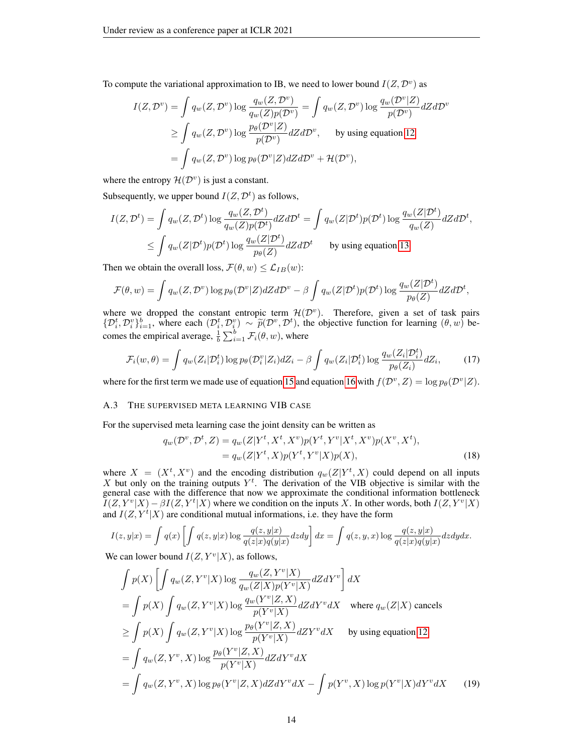To compute the variational approximation to IB, we need to lower bound $I(Z, \mathcal{D}^v)$ as

$$
\begin{aligned}
I(Z, \mathcal{D}^v) &= \int q_w(Z, \mathcal{D}^v) \log \frac{q_w(Z, \mathcal{D}^v)}{q_w(Z) p(\mathcal{D}^v)} = \int q_w(Z, \mathcal{D}^v) \log \frac{q_w(\mathcal{D}^v|Z)}{p(\mathcal{D}^v)} dZ d\mathcal{D}^v \\
&\geq \int q_w(Z, \mathcal{D}^v) \log \frac{p_\theta(\mathcal{D}^v|Z)}{p(\mathcal{D}^v)} dZ d\mathcal{D}^v, \quad \text{ by using equation 12} \\
&= \int q_w(Z, \mathcal{D}^v) \log p_\theta(\mathcal{D}^v|Z) dZ d\mathcal{D}^v + \mathcal{H}(\mathcal{D}^v),
\end{aligned}
$$

where the entropy $\mathcal{H}(\mathcal{D}^v)$ is just a constant.

Subsequently, we upper bound $I(Z, \mathcal{D}^t)$ as follows,

$$
\begin{aligned}
I(Z, \mathcal{D}^t) = \int q_w(Z, \mathcal{D}^t) \log \frac{q_w(Z, \mathcal{D}^t)}{q_w(Z) p(\mathcal{D}^t)} dZ d\mathcal{D}^t &= \int q_w(Z|\mathcal{D}^t) p(\mathcal{D}^t) \log \frac{q_w(Z|\mathcal{D}^t)}{q_w(Z)} dZ d\mathcal{D}^t, \\
&\leq \int q_w(Z|\mathcal{D}^t) p(\mathcal{D}^t) \log \frac{q_w(Z|\mathcal{D}^t)}{p_\theta(Z)} dZ d\mathcal{D}^t \quad \text{ by using equation 13}
\end{aligned}
$$

Then we obtain the overall loss, $\mathcal{F}(\theta, w) \leq \mathcal{L}_{IB}(w)$:

$$
\mathcal{F}(\theta, w) = \int q_w(Z, \mathcal{D}^v) \log p_\theta(\mathcal{D}^v|Z) dZ d\mathcal{D}^v - \beta \int q_w(Z|\mathcal{D}^t) p(\mathcal{D}^t) \log \frac{q_w(Z|\mathcal{D}^t)}{p_\theta(Z)} dZ d\mathcal{D}^t,
$$

where we dropped the constant entropic term $\mathcal{H}(\mathcal{D}^v)$. Therefore, given a set of task pairs $\{\mathcal{D}_i^t, \mathcal{D}_i^v\}_{i=1}^b$, where each $(\mathcal{D}_i^t, \mathcal{D}_i^v) \sim \widetilde{p}(\mathcal{D}^v, \mathcal{D}^t)$, the objective function for learning $(\theta, w)$ becomes the empirical average, $\frac{1}{b} \sum_{i=1}^b \mathcal{F}_i(\theta, w)$, where

$$
\mathcal{F}_i(w, \theta) = \int q_w(Z_i|\mathcal{D}_i^t) \log p_\theta(\mathcal{D}_i^v|Z_i) dZ_i - \beta \int q_w(Z_i|\mathcal{D}_i^t) \log \frac{q_w(Z_i|\mathcal{D}_i^t)}{p_\theta(Z_i)} dZ_i, \tag{17}
$$

where for the first term we made use of equation 15 and equation 16 with $f(\mathcal{D}^v, Z) = \log p_\theta(\mathcal{D}^v|Z)$.

### A.3 The supervised meta learning VIB case

For the supervised meta learning case the joint density can be written as

$$
\begin{aligned}
q_w(\mathcal{D}^v, \mathcal{D}^t, Z) &= q_w(Z|Y^t, X^t, X^v) p(Y^t, Y^v|X^t, X^v) p(X^v, X^t), \\
&= q_w(Z|Y^t, X) p(Y^t, Y^v|X) p(X),
\end{aligned} \tag{18}
$$

where $X = (X^t, X^v)$ and the encoding distribution $q_w(Z|Y^t, X)$ could depend on all inputs $X$ but only on the training outputs $Y^t$. The derivation of the VIB objective is similar with the general case with the difference that now we approximate the conditional information bottleneck $I(Z, Y^v|X) - \beta I(Z, Y^t|X)$ where we condition on the inputs $X$. In other words, both $I(Z, Y^v|X)$ and $I(Z, Y^t|X)$ are conditional mutual informations, i.e. they have the form

$$
I(z, y|x) = \int q(x) \left[ \int q(z, y|x) \log \frac{q(z, y|x)}{q(z|x) q(y|x)} dz dy \right] dx = \int q(z, y, x) \log \frac{q(z, y|x)}{q(z|x) q(y|x)} dz dy dx.
$$

We can lower bound $I(Z, Y^v|X)$, as follows,

$$
\begin{aligned}
&\int p(X) \left[ \int q_w(Z, Y^v|X) \log \frac{q_w(Z, Y^v|X)}{q_w(Z|X) p(Y^v|X)} dZ dY^v \right] dX \\
&= \int p(X) \int q_w(Z, Y^v|X) \log \frac{q_w(Y^v|Z, X)}{p(Y^v|X)} dZ dY^v dX \quad \text{ where } q_w(Z|X) \text{ cancels} \\
&\geq \int p(X) \int q_w(Z, Y^v|X) \log \frac{p_\theta(Y^v|Z, X)}{p(Y^v|X)} dZ Y^v dX \quad \text{ by using equation 12} \\
&= \int q_w(Z, Y^v, X) \log \frac{p_\theta(Y^v|Z, X)}{p(Y^v|X)} dZ dY^v dX \\
&= \int q_w(Z, Y^v, X) \log p_\theta(Y^v|Z, X) dZ dY^v dX - \int p(Y^v, X) \log p(Y^v|X) dY^v dX
\end{aligned} \tag{19}
$$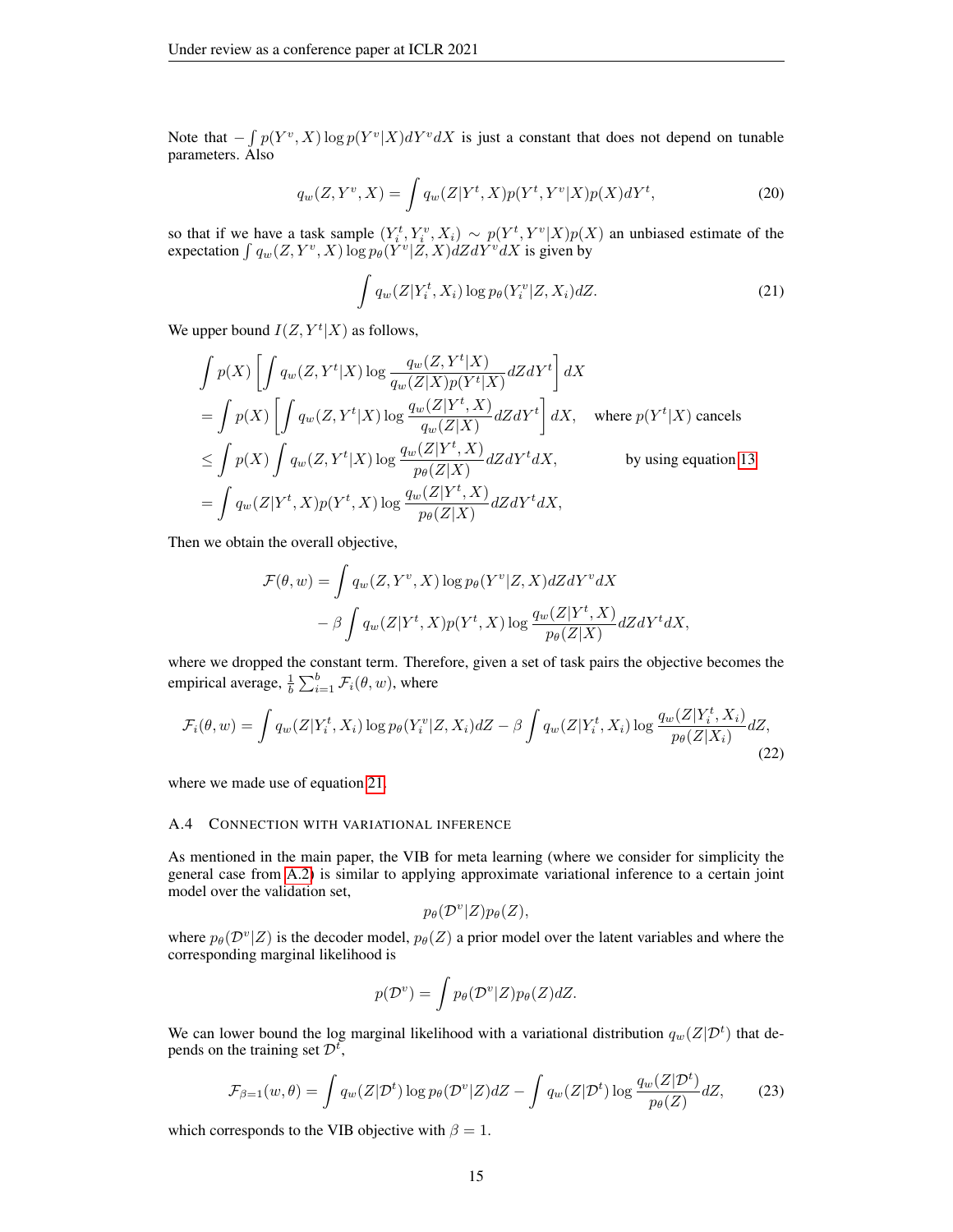Note that $-\int p(Y^v, X) \log p(Y^v|X) dY^v dX$ is just a constant that does not depend on tunable parameters. Also

$$q_w(Z, Y^v, X) = \int q_w(Z|Y^t, X) p(Y^t, Y^v|X) p(X) dY^t, \tag{20}$$

so that if we have a task sample $(Y_i^t, Y_i^v, X_i) \sim p(Y^t, Y^v|X)p(X)$ an unbiased estimate of the expectation $\int q_w(Z, Y^v, X) \log p_\theta(Y^v|Z, X) dZ dY^v dX$ is given by

$$\int q_w(Z|Y_i^t, X_i) \log p_\theta(Y_i^v|Z, X_i) dZ. \tag{21}$$

We upper bound $I(Z, Y^t|X)$ as follows,

$$
\begin{aligned}
&\int p(X) \left[ \int q_w(Z, Y^t|X) \log \frac{q_w(Z, Y^t|X)}{q_w(Z|X) p(Y^t|X)} dZ dY^t \right] dX \\
&= \int p(X) \left[ \int q_w(Z, Y^t|X) \log \frac{q_w(Z|Y^t, X)}{q_w(Z|X)} dZ dY^t \right] dX, \quad \text{where } p(Y^t|X) \text{ cancels} \\
&\leq \int p(X) \int q_w(Z, Y^t|X) \log \frac{q_w(Z|Y^t, X)}{p_\theta(Z|X)} dZ dY^t dX, \qquad \text{by using equation 13} \\
&= \int q_w(Z|Y^t, X) p(Y^t, X) \log \frac{q_w(Z|Y^t, X)}{p_\theta(Z|X)} dZ dY^t dX,
\end{aligned}
$$

Then we obtain the overall objective,

$$
\begin{aligned}
\mathcal{F}(\theta, w) = &\int q_w(Z, Y^v, X) \log p_\theta(Y^v|Z, X) dZ dY^v dX \\
&- \beta \int q_w(Z|Y^t, X) p(Y^t, X) \log \frac{q_w(Z|Y^t, X)}{p_\theta(Z|X)} dZ dY^t dX,
\end{aligned}
$$

where we dropped the constant term. Therefore, given a set of task pairs the objective becomes the empirical average, $\frac{1}{b}\sum_{i=1}^{b} \mathcal{F}_i(\theta, w)$, where

$$\mathcal{F}_i(\theta, w) = \int q_w(Z|Y_i^t, X_i) \log p_\theta(Y_i^v|Z, X_i) dZ - \beta \int q_w(Z|Y_i^t, X_i) \log \frac{q_w(Z|Y_i^t, X_i)}{p_\theta(Z|X_i)} dZ, \tag{22}$$

where we made use of equation 21.

### A.4 Connection with variational inference

As mentioned in the main paper, the VIB for meta learning (where we consider for simplicity the general case from A.2) is similar to applying approximate variational inference to a certain joint model over the validation set,

$$p_\theta(\mathcal{D}^v|Z) p_\theta(Z),$$

where $p_\theta(\mathcal{D}^v|Z)$ is the decoder model, $p_\theta(Z)$ a prior model over the latent variables and where the corresponding marginal likelihood is

$$p(\mathcal{D}^v) = \int p_\theta(\mathcal{D}^v|Z) p_\theta(Z) dZ.$$

We can lower bound the log marginal likelihood with a variational distribution $q_w(Z|\mathcal{D}^t)$ that depends on the training set $\mathcal{D}^t$,

$$\mathcal{F}_{\beta=1}(w, \theta) = \int q_w(Z|\mathcal{D}^t) \log p_\theta(\mathcal{D}^v|Z) dZ - \int q_w(Z|\mathcal{D}^t) \log \frac{q_w(Z|\mathcal{D}^t)}{p_\theta(Z)} dZ, \tag{23}$$

which corresponds to the VIB objective with $\beta = 1$.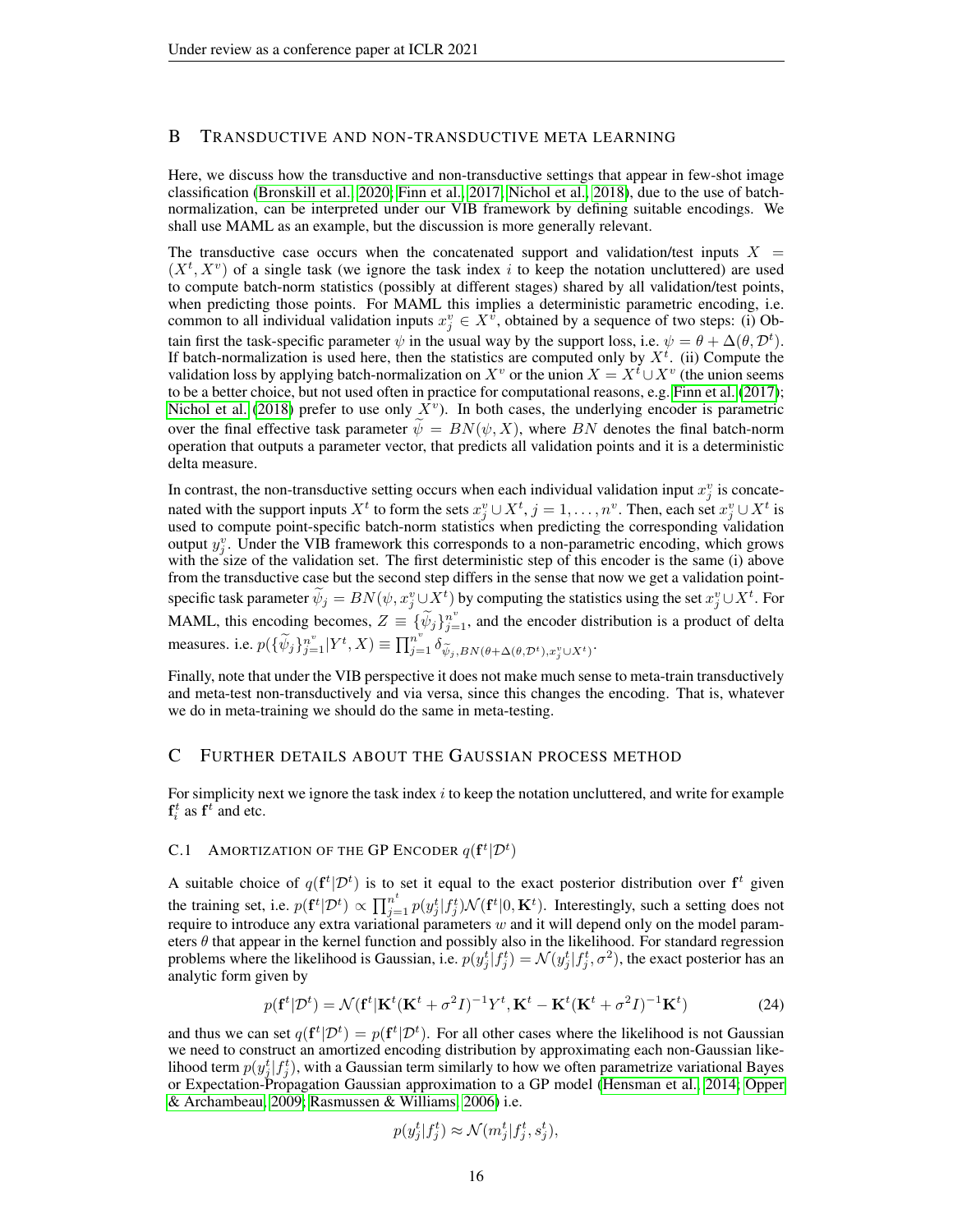## B Transductive and non-transductive meta learning

Here, we discuss how the transductive and non-transductive settings that appear in few-shot image classification (Bronskill et al., 2020; Finn et al., 2017; Nichol et al., 2018), due to the use of batch-normalization, can be interpreted under our VIB framework by defining suitable encodings. We shall use MAML as an example, but the discussion is more generally relevant.

The transductive case occurs when the concatenated support and validation/test inputs $X = (X^t, X^v)$ of a single task (we ignore the task index $i$ to keep the notation uncluttered) are used to compute batch-norm statistics (possibly at different stages) shared by all validation/test points, when predicting those points. For MAML this implies a deterministic parametric encoding, i.e. common to all individual validation inputs $x_j^v \in X^v$, obtained by a sequence of two steps: (i) Obtain first the task-specific parameter $\psi$ in the usual way by the support loss, i.e. $\psi = \theta + \Delta(\theta, \mathcal{D}^t)$. If batch-normalization is used here, then the statistics are computed only by $X^t$. (ii) Compute the validation loss by applying batch-normalization on $X^v$ or the union $X = X^t \cup X^v$ (the union seems to be a better choice, but not used often in practice for computational reasons, e.g. Finn et al. (2017); Nichol et al. (2018) prefer to use only $X^v$). In both cases, the underlying encoder is parametric over the final effective task parameter $\widetilde{\psi} = BN(\psi, X)$, where $BN$ denotes the final batch-norm operation that outputs a parameter vector, that predicts all validation points and it is a deterministic delta measure.

In contrast, the non-transductive setting occurs when each individual validation input $x_j^v$ is concatenated with the support inputs $X^t$ to form the sets $x_j^v \cup X^t, j = 1, \ldots, n^v$. Then, each set $x_j^v \cup X^t$ is used to compute point-specific batch-norm statistics when predicting the corresponding validation output $y_j^v$. Under the VIB framework this corresponds to a non-parametric encoding, which grows with the size of the validation set. The first deterministic step of this encoder is the same (i) above from the transductive case but the second step differs in the sense that now we get a validation point-specific task parameter $\widetilde{\psi}_j = BN(\psi, x_j^v \cup X^t)$ by computing the statistics using the set $x_j^v \cup X^t$. For MAML, this encoding becomes, $Z \equiv \{\widetilde{\psi}_j\}_{j=1}^{n^v}$, and the encoder distribution is a product of delta measures. i.e. $p(\{\widetilde{\psi}_j\}_{j=1}^{n^v} | Y^t, X) \equiv \prod_{j=1}^{n^v} \delta_{\widetilde{\psi}_j, BN(\theta + \Delta(\theta, \mathcal{D}^t), x_j^v \cup X^t)}$.

Finally, note that under the VIB perspective it does not make much sense to meta-train transductively and meta-test non-transductively and via versa, since this changes the encoding. That is, whatever we do in meta-training we should do the same in meta-testing.

## C Further details about the Gaussian process method

For simplicity next we ignore the task index $i$ to keep the notation uncluttered, and write for example $\mathbf{f}_i^t$ as $\mathbf{f}^t$ and etc.

### C.1 Amortization of the GP Encoder $q(\mathbf{f}^t | \mathcal{D}^t)$

A suitable choice of $q(\mathbf{f}^t | \mathcal{D}^t)$ is to set it equal to the exact posterior distribution over $\mathbf{f}^t$ given the training set, i.e. $p(\mathbf{f}^t | \mathcal{D}^t) \propto \prod_{j=1}^{n^t} p(y_j^t | f_j^t) \mathcal{N}(\mathbf{f}^t | 0, \mathbf{K}^t)$. Interestingly, such a setting does not require to introduce any extra variational parameters $w$ and it will depend only on the model parameters $\theta$ that appear in the kernel function and possibly also in the likelihood. For standard regression problems where the likelihood is Gaussian, i.e. $p(y_j^t | f_j^t) = \mathcal{N}(y_j^t | f_j^t, \sigma^2)$, the exact posterior has an analytic form given by

$$p(\mathbf{f}^t | \mathcal{D}^t) = \mathcal{N}(\mathbf{f}^t | \mathbf{K}^t (\mathbf{K}^t + \sigma^2 I)^{-1} Y^t, \mathbf{K}^t - \mathbf{K}^t (\mathbf{K}^t + \sigma^2 I)^{-1} \mathbf{K}^t) \tag{24}$$

and thus we can set $q(\mathbf{f}^t | \mathcal{D}^t) = p(\mathbf{f}^t | \mathcal{D}^t)$. For all other cases where the likelihood is not Gaussian we need to construct an amortized encoding distribution by approximating each non-Gaussian likelihood term $p(y_j^t | f_j^t)$, with a Gaussian term similarly to how we often parametrize variational Bayes or Expectation-Propagation Gaussian approximation to a GP model (Hensman et al., 2014; Opper & Archambeau, 2009; Rasmussen & Williams, 2006) i.e.

$$p(y_j^t | f_j^t) \approx \mathcal{N}(m_j^t | f_j^t, s_j^t),$$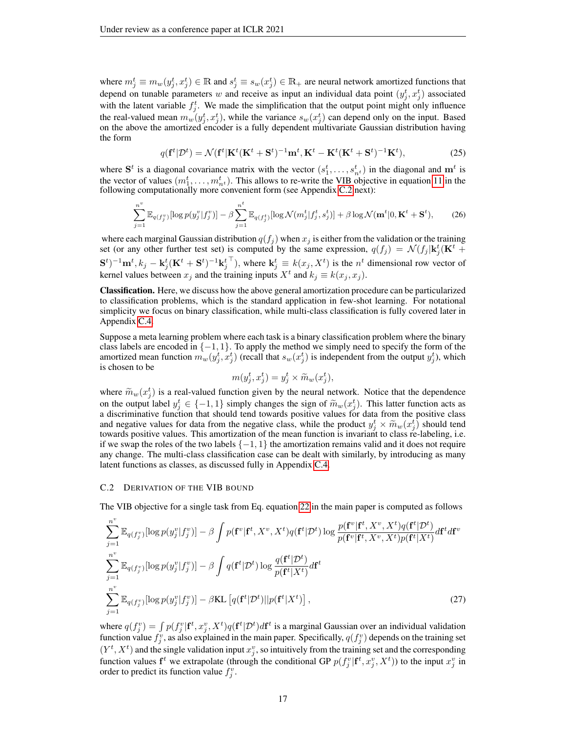where $m_j^t \equiv m_w(y_j^t, x_j^t) \in \mathbb{R}$ and $s_j^t \equiv s_w(x_j^t) \in \mathbb{R}_+$ are neural network amortized functions that depend on tunable parameters $w$ and receive as input an individual data point $(y_j^t, x_j^t)$ associated with the latent variable $f_j^t$. We made the simplification that the output point might only influence the real-valued mean $m_w(y_j^t, x_j^t)$, while the variance $s_w(x_j^t)$ can depend only on the input. Based on the above the amortized encoder is a fully dependent multivariate Gaussian distribution having the form

$$q(\mathbf{f}^t|\mathcal{D}^t) = \mathcal{N}(\mathbf{f}^t|\mathbf{K}^t(\mathbf{K}^t + \mathbf{S}^t)^{-1}\mathbf{m}^t, \mathbf{K}^t - \mathbf{K}^t(\mathbf{K}^t + \mathbf{S}^t)^{-1}\mathbf{K}^t), \tag{25}$$

where $\mathbf{S}^t$ is a diagonal covariance matrix with the vector $(s_1^t, \ldots, s_{n^t}^t)$ in the diagonal and $\mathbf{m}^t$ is the vector of values $(m_1^t, \ldots, m_{n^t}^t)$. This allows to re-write the VIB objective in equation 11 in the following computationally more convenient form (see Appendix C.2 next):

$$\sum_{j=1}^{n^v} \mathbb{E}_{q(f_j^v)}[\log p(y_j^v|f_j^v)] - \beta \sum_{j=1}^{n^t} \mathbb{E}_{q(f_j^t)}[\log \mathcal{N}(m_j^t|f_j^t, s_j^t)] + \beta \log \mathcal{N}(\mathbf{m}^t|0, \mathbf{K}^t + \mathbf{S}^t), \tag{26}$$

where each marginal Gaussian distribution $q(f_j)$ when $x_j$ is either from the validation or the training set (or any other further test set) is computed by the same expression, $q(f_j) = \mathcal{N}(f_j|\mathbf{k}_j^t(\mathbf{K}^t + \mathbf{S}^t)^{-1}\mathbf{m}^t, k_j - \mathbf{k}_j^t(\mathbf{K}^t + \mathbf{S}^t)^{-1}\mathbf{k}_j^{t\top})$, where $\mathbf{k}_j^t \equiv k(x_j, X^t)$ is the $n^t$ dimensional row vector of kernel values between $x_j$ and the training inputs $X^t$ and $k_j \equiv k(x_j, x_j)$.

**Classification.** Here, we discuss how the above general amortization procedure can be particularized to classification problems, which is the standard application in few-shot learning. For notational simplicity we focus on binary classification, while multi-class classification is fully covered later in Appendix C.4.

Suppose a meta learning problem where each task is a binary classification problem where the binary class labels are encoded in $\{-1, 1\}$. To apply the method we simply need to specify the form of the amortized mean function $m_w(y_j^t, x_j^t)$ (recall that $s_w(x_j^t)$ is independent from the output $y_j^t$), which is chosen to be

$$m(y_j^t, x_j^t) = y_j^t \times \widetilde{m}_w(x_j^t),$$

where $\widetilde{m}_w(x_j^t)$ is a real-valued function given by the neural network. Notice that the dependence on the output label $y_j^t \in \{-1, 1\}$ simply changes the sign of $\widetilde{m}_w(x_j^t)$. This latter function acts as a discriminative function that should tend towards positive values for data from the positive class and negative values for data from the negative class, while the product $y_j^t \times \widetilde{m}_w(x_j^t)$ should tend towards positive values. This amortization of the mean function is invariant to class re-labeling, i.e. if we swap the roles of the two labels $\{-1, 1\}$ the amortization remains valid and it does not require any change. The multi-class classification case can be dealt with similarly, by introducing as many latent functions as classes, as discussed fully in Appendix C.4.

### C.2 Derivation of the VIB bound

The VIB objective for a single task from Eq. equation 22 in the main paper is computed as follows

$$\sum_{j=1}^{n^v} \mathbb{E}_{q(f_j^v)}[\log p(y_j^v|f_j^v)] - \beta \int p(\mathbf{f}^v|\mathbf{f}^t, X^v, X^t) q(\mathbf{f}^t|\mathcal{D}^t) \log \frac{p(\mathbf{f}^v|\mathbf{f}^t, X^v, X^t) q(\mathbf{f}^t|\mathcal{D}^t)}{p(\mathbf{f}^v|\mathbf{f}^t, X^v, X^t) p(\mathbf{f}^t|X^t)} d\mathbf{f}^t d\mathbf{f}^v$$

$$\sum_{j=1}^{n^v} \mathbb{E}_{q(f_j^v)}[\log p(y_j^v|f_j^v)] - \beta \int q(\mathbf{f}^t|\mathcal{D}^t) \log \frac{q(\mathbf{f}^t|\mathcal{D}^t)}{p(\mathbf{f}^t|X^t)} d\mathbf{f}^t$$

$$\sum_{j=1}^{n^v} \mathbb{E}_{q(f_j^v)}[\log p(y_j^v|f_j^v)] - \beta \mathrm{KL}\left[q(\mathbf{f}^t|\mathcal{D}^t)||p(\mathbf{f}^t|X^t)\right], \tag{27}$$

where $q(f_j^v) = \int p(f_j^v|\mathbf{f}^t, x_j^v, X^t) q(\mathbf{f}^t|\mathcal{D}^t) d\mathbf{f}^t$ is a marginal Gaussian over an individual validation function value $f_j^v$, as also explained in the main paper. Specifically, $q(f_j^v)$ depends on the training set $(Y^t, X^t)$ and the single validation input $x_j^v$, so intuitively from the training set and the corresponding function values $\mathbf{f}^t$ we extrapolate (through the conditional GP $p(f_j^v|\mathbf{f}^t, x_j^v, X^t)$) to the input $x_j^v$ in order to predict its function value $f_j^v$.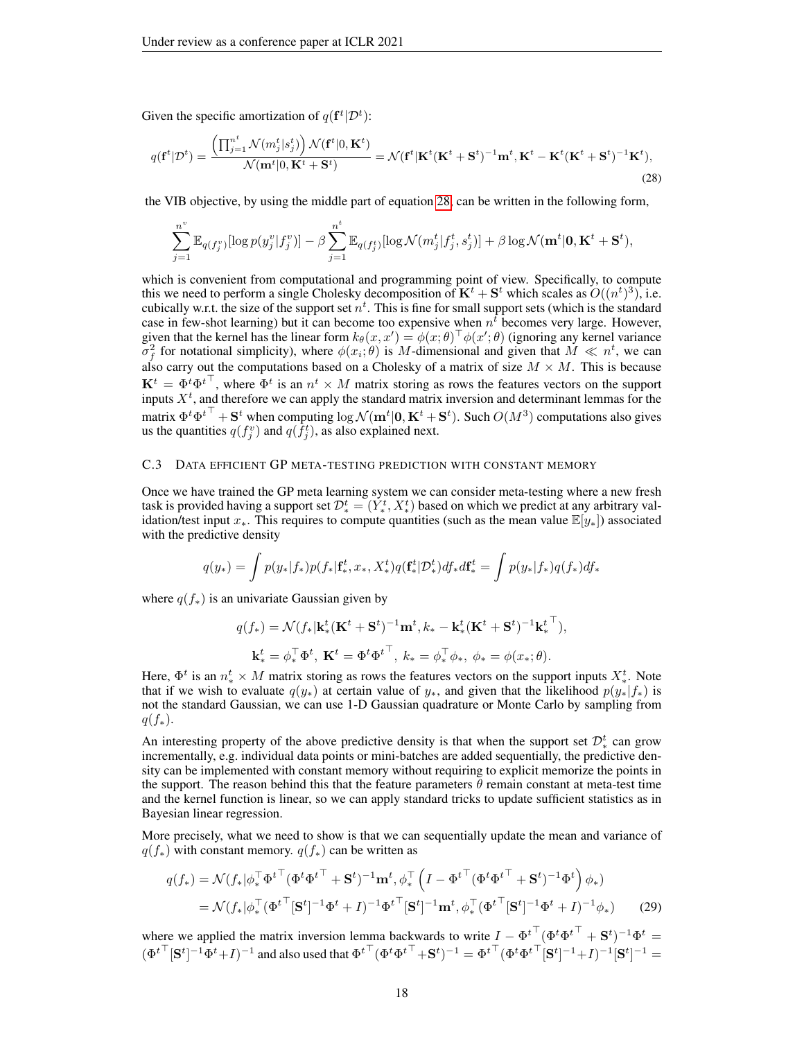Given the specific amortization of $q(\mathbf{f}^t|\mathcal{D}^t)$:

$$q(\mathbf{f}^t|\mathcal{D}^t) = \frac{\left(\prod_{j=1}^{n^t} \mathcal{N}(m_j^t|s_j^t)\right) \mathcal{N}(\mathbf{f}^t|0, \mathbf{K}^t)}{\mathcal{N}(\mathbf{m}^t|0, \mathbf{K}^t + \mathbf{S}^t)} = \mathcal{N}(\mathbf{f}^t|\mathbf{K}^t(\mathbf{K}^t + \mathbf{S}^t)^{-1}\mathbf{m}^t, \mathbf{K}^t - \mathbf{K}^t(\mathbf{K}^t + \mathbf{S}^t)^{-1}\mathbf{K}^t), \tag{28}$$

the VIB objective, by using the middle part of equation 28, can be written in the following form,

$$\sum_{j=1}^{n^v} \mathbb{E}_{q(f_j^v)}[\log p(y_j^v|f_j^v)] - \beta \sum_{j=1}^{n^t} \mathbb{E}_{q(f_j^t)}[\log \mathcal{N}(m_j^t|f_j^t, s_j^t)] + \beta \log \mathcal{N}(\mathbf{m}^t|\mathbf{0}, \mathbf{K}^t + \mathbf{S}^t),$$

which is convenient from computational and programming point of view. Specifically, to compute this we need to perform a single Cholesky decomposition of $\mathbf{K}^t + \mathbf{S}^t$ which scales as $O((n^t)^3)$, i.e. cubically w.r.t. the size of the support set $n^t$. This is fine for small support sets (which is the standard case in few-shot learning) but it can become too expensive when $n^t$ becomes very large. However, given that the kernel has the linear form $k_\theta(x, x') = \phi(x; \theta)^\top \phi(x'; \theta)$ (ignoring any kernel variance $\sigma_f^2$ for notational simplicity), where $\phi(x_i; \theta)$ is $M$-dimensional and given that $M \ll n^t$, we can also carry out the computations based on a Cholesky of a matrix of size $M \times M$. This is because $\mathbf{K}^t = \Phi^t {\Phi^t}^\top$, where $\Phi^t$ is an $n^t \times M$ matrix storing as rows the features vectors on the support inputs $X^t$, and therefore we can apply the standard matrix inversion and determinant lemmas for the matrix $\Phi^t {\Phi^t}^\top + \mathbf{S}^t$ when computing $\log \mathcal{N}(\mathbf{m}^t|\mathbf{0}, \mathbf{K}^t + \mathbf{S}^t)$. Such $O(M^3)$ computations also gives us the quantities $q(f_j^v)$ and $q(f_j^t)$, as also explained next.

### C.3 Data efficient GP meta-testing prediction with constant memory

Once we have trained the GP meta learning system we can consider meta-testing where a new fresh task is provided having a support set $\mathcal{D}_*^t = (Y_*^t, X_*^t)$ based on which we predict at any arbitrary validation/test input $x_*$. This requires to compute quantities (such as the mean value $\mathbb{E}[y_*]$) associated with the predictive density

$$q(y_*) = \int p(y_*|f_*) p(f_*|\mathbf{f}_*^t, x_*, X_*^t) q(\mathbf{f}_*^t|\mathcal{D}_*^t) df_* d\mathbf{f}_*^t = \int p(y_*|f_*) q(f_*) df_*$$

where $q(f_*)$ is an univariate Gaussian given by

$$q(f_*) = \mathcal{N}(f_*|\mathbf{k}_*^t(\mathbf{K}^t + \mathbf{S}^t)^{-1}\mathbf{m}^t, k_* - \mathbf{k}_*^t(\mathbf{K}^t + \mathbf{S}^t)^{-1}{\mathbf{k}_*^t}^\top),$$

$$\mathbf{k}_*^t = \phi_*^\top \Phi^t, \; \mathbf{K}^t = \Phi^t {\Phi^t}^\top, \; k_* = \phi_*^\top \phi_*, \; \phi_* = \phi(x_*; \theta).$$

Here, $\Phi^t$ is an $n_*^t \times M$ matrix storing as rows the features vectors on the support inputs $X_*^t$. Note that if we wish to evaluate $q(y_*)$ at certain value of $y_*$, and given that the likelihood $p(y_*|f_*)$ is not the standard Gaussian, we can use 1-D Gaussian quadrature or Monte Carlo by sampling from $q(f_*)$.

An interesting property of the above predictive density is that when the support set $\mathcal{D}_*^t$ can grow incrementally, e.g. individual data points or mini-batches are added sequentially, the predictive density can be implemented with constant memory without requiring to explicit memorize the points in the support. The reason behind this that the feature parameters $\theta$ remain constant at meta-test time and the kernel function is linear, so we can apply standard tricks to update sufficient statistics as in Bayesian linear regression.

More precisely, what we need to show is that we can sequentially update the mean and variance of $q(f_*)$ with constant memory. $q(f_*)$ can be written as

$$\begin{aligned}
q(f_*) &= \mathcal{N}(f_*|\phi_*^\top {\Phi^t}^\top (\Phi^t {\Phi^t}^\top + \mathbf{S}^t)^{-1}\mathbf{m}^t, \phi_*^\top \left(I - {\Phi^t}^\top (\Phi^t {\Phi^t}^\top + \mathbf{S}^t)^{-1}\Phi^t\right)\phi_*) \\
&= \mathcal{N}(f_*|\phi_*^\top ({\Phi^t}^\top [\mathbf{S}^t]^{-1}\Phi^t + I)^{-1}{\Phi^t}^\top [\mathbf{S}^t]^{-1}\mathbf{m}^t, \phi_*^\top ({\Phi^t}^\top [\mathbf{S}^t]^{-1}\Phi^t + I)^{-1}\phi_*)
\end{aligned} \tag{29}$$

where we applied the matrix inversion lemma backwards to write $I - {\Phi^t}^\top (\Phi^t {\Phi^t}^\top + \mathbf{S}^t)^{-1}\Phi^t = ({\Phi^t}^\top [\mathbf{S}^t]^{-1}\Phi^t + I)^{-1}$ and also used that ${\Phi^t}^\top (\Phi^t {\Phi^t}^\top + \mathbf{S}^t)^{-1} = {\Phi^t}^\top (\Phi^t {\Phi^t}^\top [\mathbf{S}^t]^{-1} + I)^{-1}[\mathbf{S}^t]^{-1} =$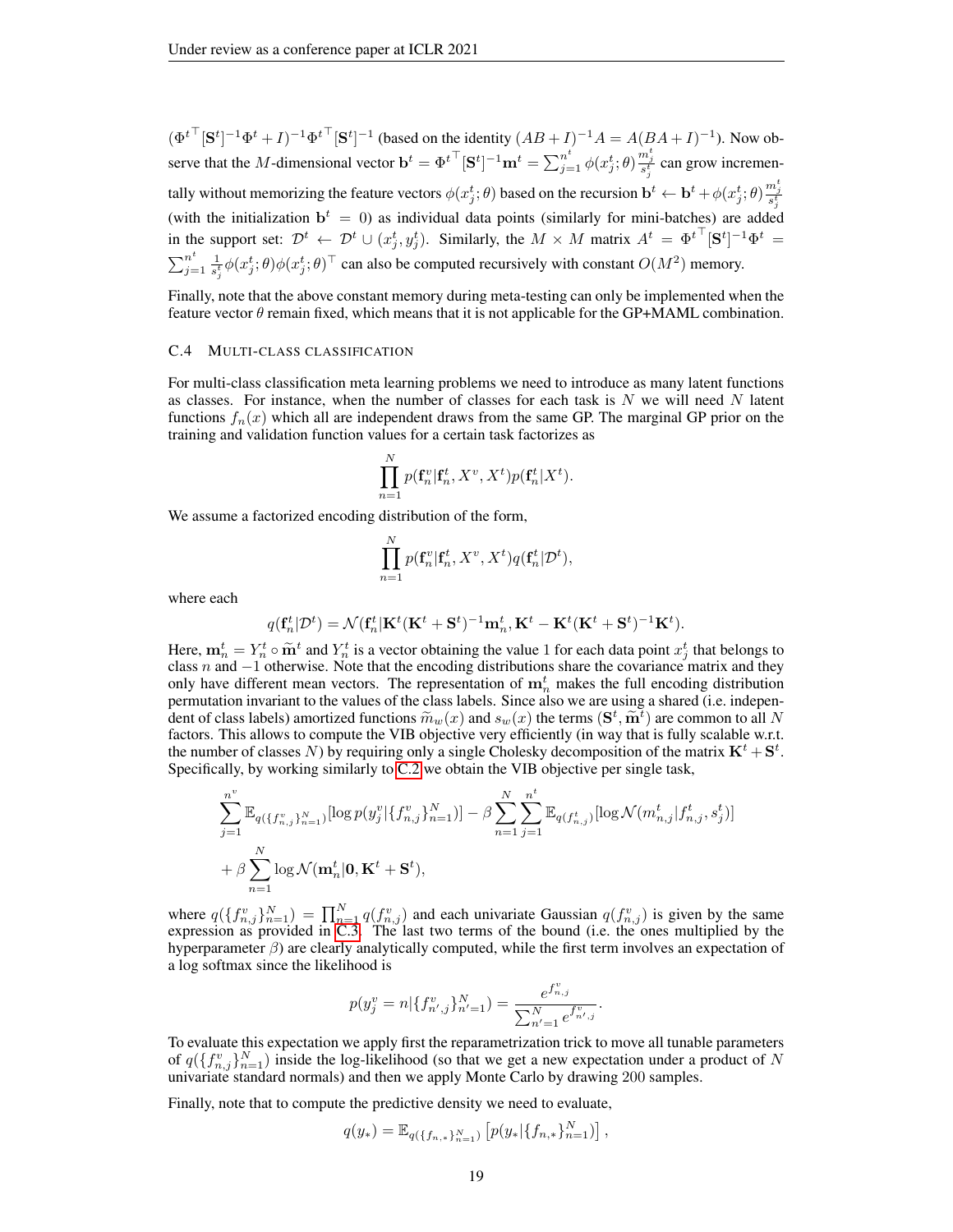$(\Phi^{t\top}[\mathbf{S}^t]^{-1}\Phi^t + I)^{-1}\Phi^{t\top}[\mathbf{S}^t]^{-1}$ (based on the identity $(AB+I)^{-1}A = A(BA+I)^{-1}$). Now observe that the $M$-dimensional vector $\mathbf{b}^t = \Phi^{t\top}[\mathbf{S}^t]^{-1}\mathbf{m}^t = \sum_{j=1}^{n^t} \phi(x_j^t;\theta)\frac{m_j^t}{s_j^t}$ can grow incrementally without memorizing the feature vectors $\phi(x_j^t;\theta)$ based on the recursion $\mathbf{b}^t \leftarrow \mathbf{b}^t + \phi(x_j^t;\theta)\frac{m_j^t}{s_j^t}$ (with the initialization $\mathbf{b}^t = 0$) as individual data points (similarly for mini-batches) are added in the support set: $\mathcal{D}^t \leftarrow \mathcal{D}^t \cup (x_j^t, y_j^t)$. Similarly, the $M \times M$ matrix $A^t = \Phi^{t\top}[\mathbf{S}^t]^{-1}\Phi^t = \sum_{j=1}^{n^t} \frac{1}{s_j^t}\phi(x_j^t;\theta)\phi(x_j^t;\theta)^\top$ can also be computed recursively with constant $O(M^2)$ memory.

Finally, note that the above constant memory during meta-testing can only be implemented when the feature vector $\theta$ remain fixed, which means that it is not applicable for the GP+MAML combination.

### C.4 Multi-class classification

For multi-class classification meta learning problems we need to introduce as many latent functions as classes. For instance, when the number of classes for each task is $N$ we will need $N$ latent functions $f_n(x)$ which all are independent draws from the same GP. The marginal GP prior on the training and validation function values for a certain task factorizes as

$$\prod_{n=1}^N p(\mathbf{f}_n^v|\mathbf{f}_n^t, X^v, X^t)p(\mathbf{f}_n^t|X^t).$$

We assume a factorized encoding distribution of the form,

$$\prod_{n=1}^N p(\mathbf{f}_n^v|\mathbf{f}_n^t, X^v, X^t)q(\mathbf{f}_n^t|\mathcal{D}^t),$$

where each

$$q(\mathbf{f}_n^t|\mathcal{D}^t) = \mathcal{N}(\mathbf{f}_n^t|\mathbf{K}^t(\mathbf{K}^t+\mathbf{S}^t)^{-1}\mathbf{m}_n^t, \mathbf{K}^t - \mathbf{K}^t(\mathbf{K}^t+\mathbf{S}^t)^{-1}\mathbf{K}^t).$$

Here, $\mathbf{m}_n^t = Y_n^t \circ \widetilde{\mathbf{m}}^t$ and $Y_n^t$ is a vector obtaining the value 1 for each data point $x_j^t$ that belongs to class $n$ and $-1$ otherwise. Note that the encoding distributions share the covariance matrix and they only have different mean vectors. The representation of $\mathbf{m}_n^t$ makes the full encoding distribution permutation invariant to the values of the class labels. Since also we are using a shared (i.e. independent of class labels) amortized functions $\widetilde{m}_w(x)$ and $s_w(x)$ the terms $(\mathbf{S}^t, \widetilde{\mathbf{m}}^t)$ are common to all $N$ factors. This allows to compute the VIB objective very efficiently (in way that is fully scalable w.r.t. the number of classes $N$) by requiring only a single Cholesky decomposition of the matrix $\mathbf{K}^t + \mathbf{S}^t$. Specifically, by working similarly to C.2 we obtain the VIB objective per single task,

$$\sum_{j=1}^{n^v} \mathbb{E}_{q(\{f_{n,j}^v\}_{n=1}^N)}[\log p(y_j^v|\{f_{n,j}^v\}_{n=1}^N)] - \beta\sum_{n=1}^N\sum_{j=1}^{n^t}\mathbb{E}_{q(f_{n,j}^t)}[\log\mathcal{N}(m_{n,j}^t|f_{n,j}^t, s_j^t)]$$
$$+ \beta\sum_{n=1}^N \log\mathcal{N}(\mathbf{m}_n^t|\mathbf{0}, \mathbf{K}^t+\mathbf{S}^t),$$

where $q(\{f_{n,j}^v\}_{n=1}^N) = \prod_{n=1}^N q(f_{n,j}^v)$ and each univariate Gaussian $q(f_{n,j}^v)$ is given by the same expression as provided in C.3. The last two terms of the bound (i.e. the ones multiplied by the hyperparameter $\beta$) are clearly analytically computed, while the first term involves an expectation of a log softmax since the likelihood is

$$p(y_j^v = n|\{f_{n',j}^v\}_{n'=1}^N) = \frac{e^{f_{n,j}^v}}{\sum_{n'=1}^N e^{f_{n',j}^v}}.$$

To evaluate this expectation we apply first the reparametrization trick to move all tunable parameters of $q(\{f_{n,j}^v\}_{n=1}^N)$ inside the log-likelihood (so that we get a new expectation under a product of $N$ univariate standard normals) and then we apply Monte Carlo by drawing 200 samples.

Finally, note that to compute the predictive density we need to evaluate,

$$q(y_*) = \mathbb{E}_{q(\{f_{n,*}\}_{n=1}^N)}\left[p(y_*|\{f_{n,*}\}_{n=1}^N)\right],$$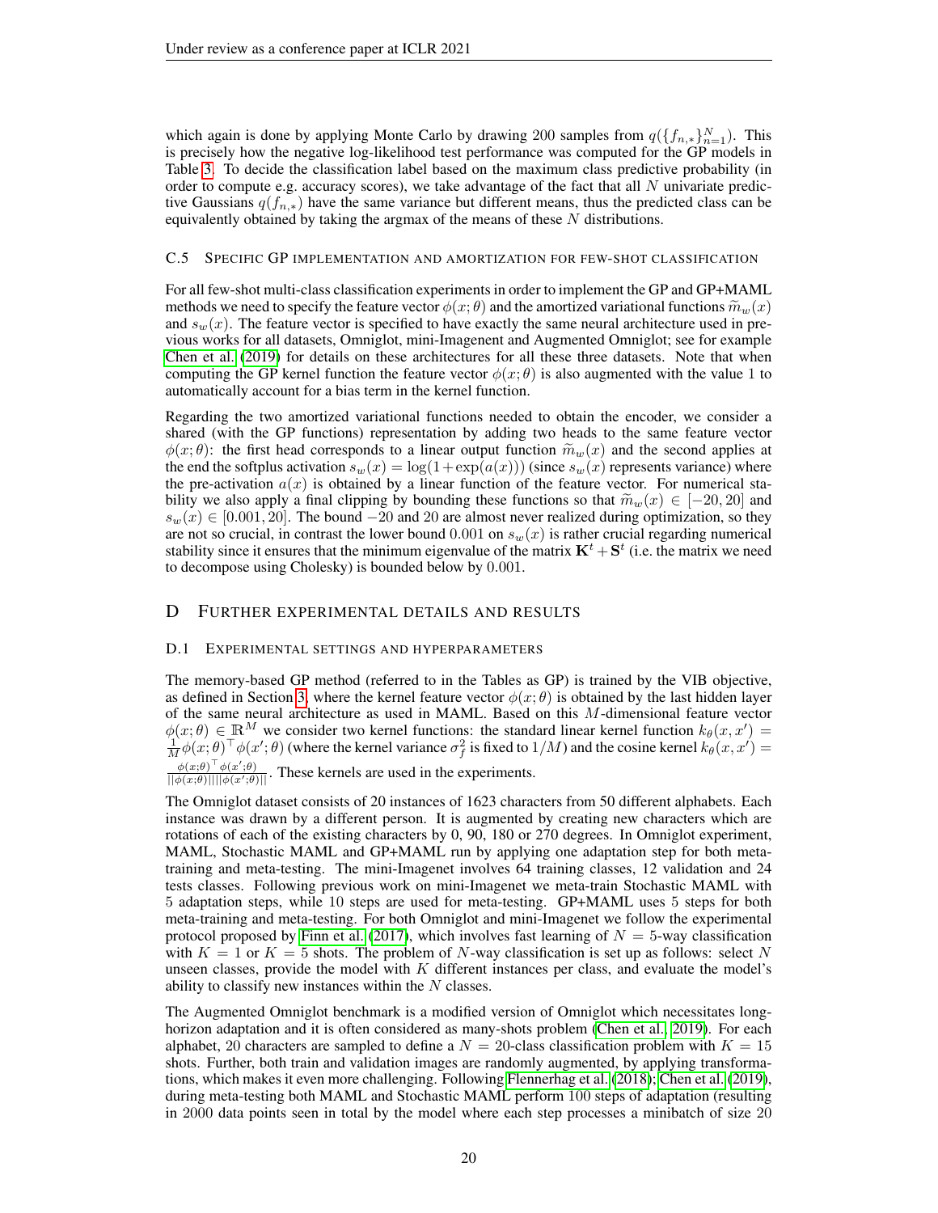which again is done by applying Monte Carlo by drawing 200 samples from $q(\{f_{n,*}\}_{n=1}^N)$. This is precisely how the negative log-likelihood test performance was computed for the GP models in Table 3. To decide the classification label based on the maximum class predictive probability (in order to compute e.g. accuracy scores), we take advantage of the fact that all $N$ univariate predictive Gaussians $q(f_{n,*})$ have the same variance but different means, thus the predicted class can be equivalently obtained by taking the argmax of the means of these $N$ distributions.

### C.5 Specific GP implementation and amortization for few-shot classification

For all few-shot multi-class classification experiments in order to implement the GP and GP+MAML methods we need to specify the feature vector $\phi(x;\theta)$ and the amortized variational functions $\widetilde{m}_w(x)$ and $s_w(x)$. The feature vector is specified to have exactly the same neural architecture used in previous works for all datasets, Omniglot, mini-Imagenent and Augmented Omniglot; see for example Chen et al. (2019) for details on these architectures for all these three datasets. Note that when computing the GP kernel function the feature vector $\phi(x;\theta)$ is also augmented with the value 1 to automatically account for a bias term in the kernel function.

Regarding the two amortized variational functions needed to obtain the encoder, we consider a shared (with the GP functions) representation by adding two heads to the same feature vector $\phi(x;\theta)$: the first head corresponds to a linear output function $\widetilde{m}_w(x)$ and the second applies at the end the softplus activation $s_w(x) = \log(1+\exp(a(x)))$ (since $s_w(x)$ represents variance) where the pre-activation $a(x)$ is obtained by a linear function of the feature vector. For numerical stability we also apply a final clipping by bounding these functions so that $\widetilde{m}_w(x) \in [-20, 20]$ and $s_w(x) \in [0.001, 20]$. The bound $-20$ and $20$ are almost never realized during optimization, so they are not so crucial, in contrast the lower bound $0.001$ on $s_w(x)$ is rather crucial regarding numerical stability since it ensures that the minimum eigenvalue of the matrix $\mathbf{K}^t + \mathbf{S}^t$ (i.e. the matrix we need to decompose using Cholesky) is bounded below by $0.001$.

## D Further experimental details and results

### D.1 Experimental settings and hyperparameters

The memory-based GP method (referred to in the Tables as GP) is trained by the VIB objective, as defined in Section 3, where the kernel feature vector $\phi(x;\theta)$ is obtained by the last hidden layer of the same neural architecture as used in MAML. Based on this $M$-dimensional feature vector $\phi(x;\theta) \in \mathbb{R}^M$ we consider two kernel functions: the standard linear kernel function $k_\theta(x,x') = \frac{1}{M}\phi(x;\theta)^\top \phi(x';\theta)$ (where the kernel variance $\sigma_f^2$ is fixed to $1/M$) and the cosine kernel $k_\theta(x,x') = \frac{\phi(x;\theta)^\top \phi(x';\theta)}{||\phi(x;\theta)|| ||\phi(x';\theta)||}$. These kernels are used in the experiments.

The Omniglot dataset consists of 20 instances of 1623 characters from 50 different alphabets. Each instance was drawn by a different person. It is augmented by creating new characters which are rotations of each of the existing characters by 0, 90, 180 or 270 degrees. In Omniglot experiment, MAML, Stochastic MAML and GP+MAML run by applying one adaptation step for both meta-training and meta-testing. The mini-Imagenet involves 64 training classes, 12 validation and 24 tests classes. Following previous work on mini-Imagenet we meta-train Stochastic MAML with 5 adaptation steps, while 10 steps are used for meta-testing. GP+MAML uses 5 steps for both meta-training and meta-testing. For both Omniglot and mini-Imagenet we follow the experimental protocol proposed by Finn et al. (2017), which involves fast learning of $N = 5$-way classification with $K = 1$ or $K = 5$ shots. The problem of $N$-way classification is set up as follows: select $N$ unseen classes, provide the model with $K$ different instances per class, and evaluate the model's ability to classify new instances within the $N$ classes.

The Augmented Omniglot benchmark is a modified version of Omniglot which necessitates long-horizon adaptation and it is often considered as many-shots problem (Chen et al., 2019). For each alphabet, 20 characters are sampled to define a $N = 20$-class classification problem with $K = 15$ shots. Further, both train and validation images are randomly augmented, by applying transformations, which makes it even more challenging. Following Flennerhag et al. (2018); Chen et al. (2019), during meta-testing both MAML and Stochastic MAML perform 100 steps of adaptation (resulting in 2000 data points seen in total by the model where each step processes a minibatch of size 20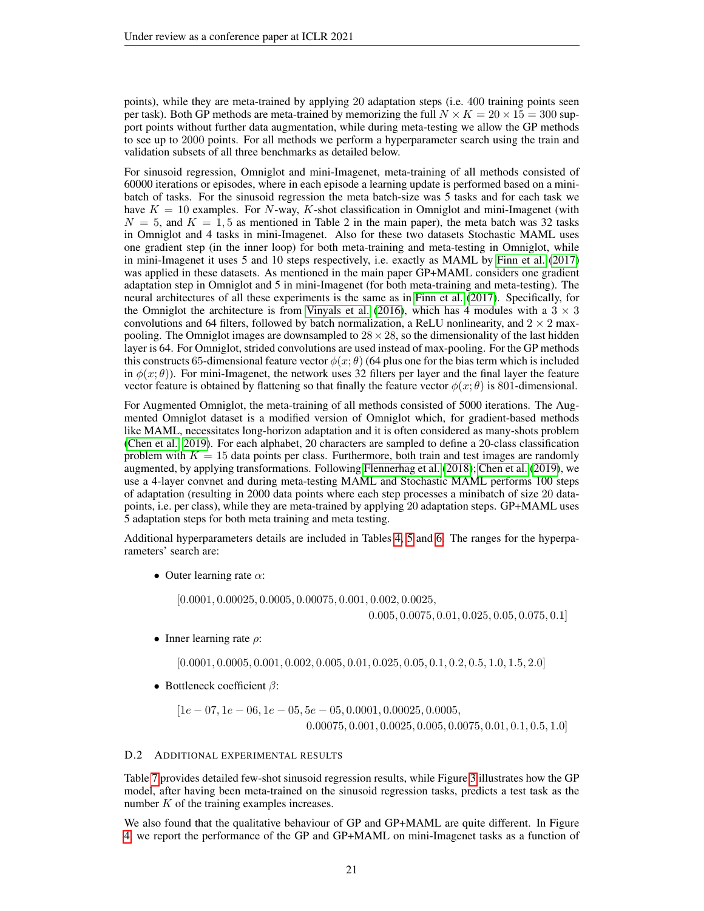points), while they are meta-trained by applying 20 adaptation steps (i.e. 400 training points seen per task). Both GP methods are meta-trained by memorizing the full $N \times K = 20 \times 15 = 300$ support points without further data augmentation, while during meta-testing we allow the GP methods to see up to 2000 points. For all methods we perform a hyperparameter search using the train and validation subsets of all three benchmarks as detailed below.

For sinusoid regression, Omniglot and mini-Imagenet, meta-training of all methods consisted of 60000 iterations or episodes, where in each episode a learning update is performed based on a minibatch of tasks. For the sinusoid regression the meta batch-size was 5 tasks and for each task we have $K = 10$ examples. For $N$-way, $K$-shot classification in Omniglot and mini-Imagenet (with $N = 5$, and $K = 1, 5$ as mentioned in Table 2 in the main paper), the meta batch was 32 tasks in Omniglot and 4 tasks in mini-Imagenet. Also for these two datasets Stochastic MAML uses one gradient step (in the inner loop) for both meta-training and meta-testing in Omniglot, while in mini-Imagenet it uses 5 and 10 steps respectively, i.e. exactly as MAML by Finn et al. (2017) was applied in these datasets. As mentioned in the main paper GP+MAML considers one gradient adaptation step in Omniglot and 5 in mini-Imagenet (for both meta-training and meta-testing). The neural architectures of all these experiments is the same as in Finn et al. (2017). Specifically, for the Omniglot the architecture is from Vinyals et al. (2016), which has 4 modules with a $3 \times 3$ convolutions and 64 filters, followed by batch normalization, a ReLU nonlinearity, and $2 \times 2$ max-pooling. The Omniglot images are downsampled to $28 \times 28$, so the dimensionality of the last hidden layer is 64. For Omniglot, strided convolutions are used instead of max-pooling. For the GP methods this constructs 65-dimensional feature vector $\phi(x; \theta)$ (64 plus one for the bias term which is included in $\phi(x; \theta)$). For mini-Imagenet, the network uses 32 filters per layer and the final layer the feature vector feature is obtained by flattening so that finally the feature vector $\phi(x; \theta)$ is 801-dimensional.

For Augmented Omniglot, the meta-training of all methods consisted of 5000 iterations. The Augmented Omniglot dataset is a modified version of Omniglot which, for gradient-based methods like MAML, necessitates long-horizon adaptation and it is often considered as many-shots problem (Chen et al., 2019). For each alphabet, 20 characters are sampled to define a 20-class classification problem with $K = 15$ data points per class. Furthermore, both train and test images are randomly augmented, by applying transformations. Following Flennerhag et al. (2018); Chen et al. (2019), we use a 4-layer convnet and during meta-testing MAML and Stochastic MAML performs 100 steps of adaptation (resulting in 2000 data points where each step processes a minibatch of size 20 datapoints, i.e. per class), while they are meta-trained by applying 20 adaptation steps. GP+MAML uses 5 adaptation steps for both meta training and meta testing.

Additional hyperparameters details are included in Tables 4, 5 and 6. The ranges for the hyperparameters' search are:

- Outer learning rate $\alpha$:

$$[0.0001, 0.00025, 0.0005, 0.00075, 0.001, 0.002, 0.0025, 0.005, 0.0075, 0.01, 0.025, 0.05, 0.075, 0.1]$$

- Inner learning rate $\rho$:

$$[0.0001, 0.0005, 0.001, 0.002, 0.005, 0.01, 0.025, 0.05, 0.1, 0.2, 0.5, 1.0, 1.5, 2.0]$$

- Bottleneck coefficient $\beta$:

$$[1e-07, 1e-06, 1e-05, 5e-05, 0.0001, 0.00025, 0.0005, 0.00075, 0.001, 0.0025, 0.005, 0.0075, 0.01, 0.1, 0.5, 1.0]$$

### D.2 Additional Experimental Results

Table 7 provides detailed few-shot sinusoid regression results, while Figure 3 illustrates how the GP model, after having been meta-trained on the sinusoid regression tasks, predicts a test task as the number $K$ of the training examples increases.

We also found that the qualitative behaviour of GP and GP+MAML are quite different. In Figure 4 we report the performance of the GP and GP+MAML on mini-Imagenet tasks as a function of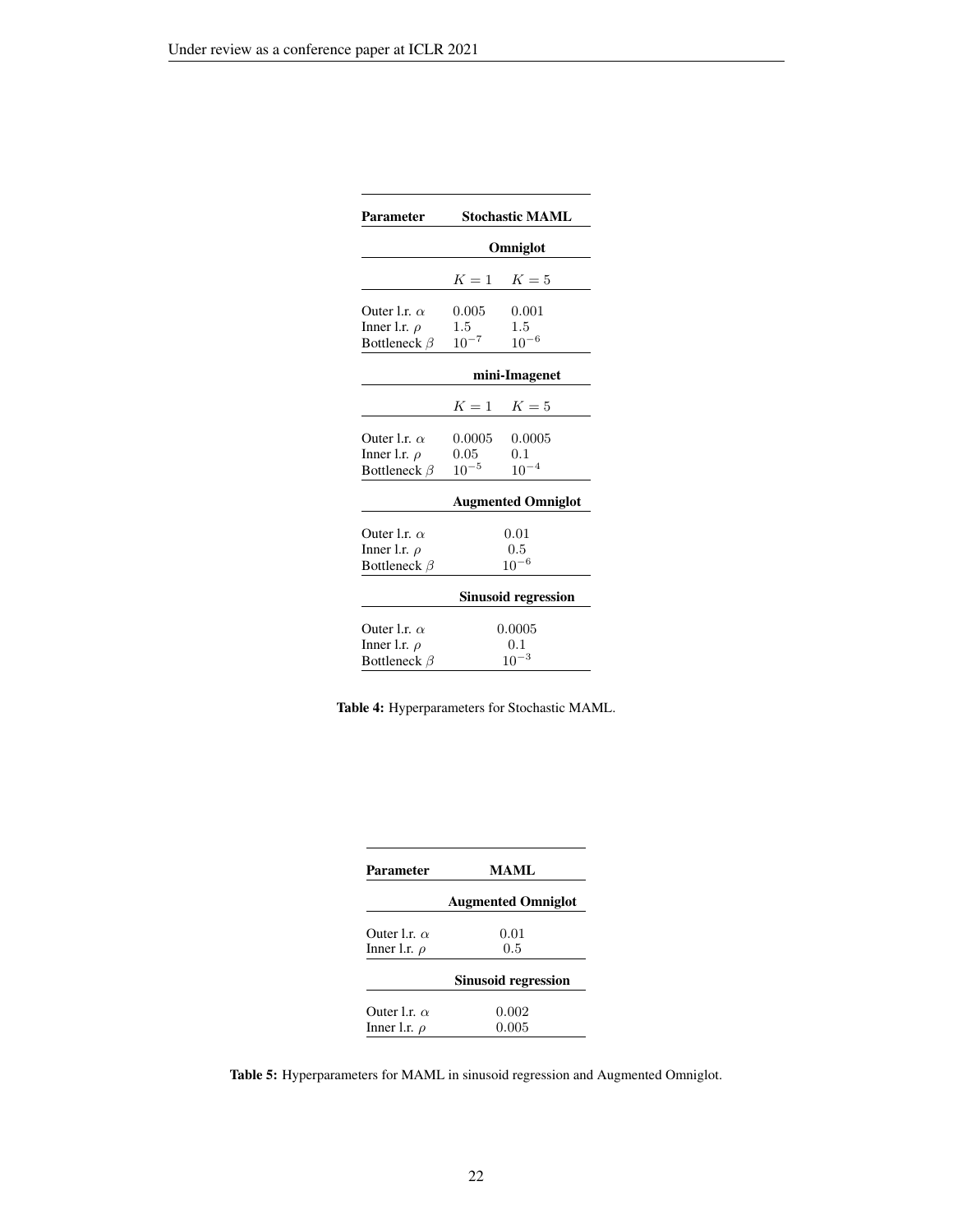| Parameter | Stochastic MAML | |
|---|---|---|
| | **Omniglot** | |
| | $K = 1$ | $K = 5$ |
| Outer l.r. $\alpha$ | $0.005$ | $0.001$ |
| Inner l.r. $\rho$ | $1.5$ | $1.5$ |
| Bottleneck $\beta$ | $10^{-7}$ | $10^{-6}$ |
| | **mini-Imagenet** | |
| | $K = 1$ | $K = 5$ |
| Outer l.r. $\alpha$ | $0.0005$ | $0.0005$ |
| Inner l.r. $\rho$ | $0.05$ | $0.1$ |
| Bottleneck $\beta$ | $10^{-5}$ | $10^{-4}$ |
| | **Augmented Omniglot** | |
| Outer l.r. $\alpha$ | $0.01$ | |
| Inner l.r. $\rho$ | $0.5$ | |
| Bottleneck $\beta$ | $10^{-6}$ | |
| | **Sinusoid regression** | |
| Outer l.r. $\alpha$ | $0.0005$ | |
| Inner l.r. $\rho$ | $0.1$ | |
| Bottleneck $\beta$ | $10^{-3}$ | |

**Table 4:** Hyperparameters for Stochastic MAML.

| Parameter | MAML |
|---|---|
| | **Augmented Omniglot** |
| Outer l.r. $\alpha$ | $0.01$ |
| Inner l.r. $\rho$ | $0.5$ |
| | **Sinusoid regression** |
| Outer l.r. $\alpha$ | $0.002$ |
| Inner l.r. $\rho$ | $0.005$ |

**Table 5:** Hyperparameters for MAML in sinusoid regression and Augmented Omniglot.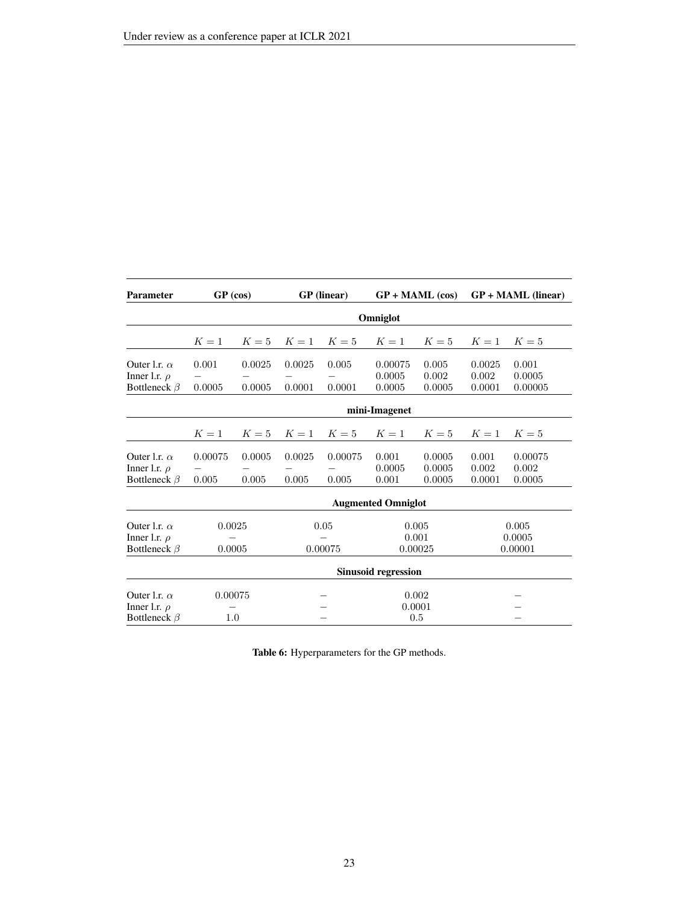| Parameter | GP (cos) | | GP (linear) | | GP + MAML (cos) | | GP + MAML (linear) | |
|---|---|---|---|---|---|---|---|---|
| | **Omniglot** | | | | | | | |
| | $K=1$ | $K=5$ | $K=1$ | $K=5$ | $K=1$ | $K=5$ | $K=1$ | $K=5$ |
| Outer l.r. $\alpha$ | $0.001$ | $0.0025$ | $0.0025$ | $0.005$ | $0.00075$ | $0.005$ | $0.0025$ | $0.001$ |
| Inner l.r. $\rho$ | $-$ | $-$ | $-$ | $-$ | $0.0005$ | $0.002$ | $0.002$ | $0.0005$ |
| Bottleneck $\beta$ | $0.0005$ | $0.0005$ | $0.0001$ | $0.0001$ | $0.0005$ | $0.0005$ | $0.0001$ | $0.00005$ |
| | **mini-Imagenet** | | | | | | | |
| | $K=1$ | $K=5$ | $K=1$ | $K=5$ | $K=1$ | $K=5$ | $K=1$ | $K=5$ |
| Outer l.r. $\alpha$ | $0.00075$ | $0.0005$ | $0.0025$ | $0.00075$ | $0.001$ | $0.0005$ | $0.001$ | $0.00075$ |
| Inner l.r. $\rho$ | $-$ | $-$ | $-$ | $-$ | $0.0005$ | $0.0005$ | $0.002$ | $0.002$ |
| Bottleneck $\beta$ | $0.005$ | $0.005$ | $0.005$ | $0.005$ | $0.001$ | $0.0005$ | $0.0001$ | $0.0005$ |
| | **Augmented Omniglot** | | | | | | | |
| Outer l.r. $\alpha$ | $0.0025$ | | $0.05$ | | $0.005$ | | $0.005$ | |
| Inner l.r. $\rho$ | $-$ | | $-$ | | $0.001$ | | $0.0005$ | |
| Bottleneck $\beta$ | $0.0005$ | | $0.00075$ | | $0.00025$ | | $0.00001$ | |
| | **Sinusoid regression** | | | | | | | |
| Outer l.r. $\alpha$ | $0.00075$ | | $-$ | | $0.002$ | | $-$ | |
| Inner l.r. $\rho$ | $-$ | | $-$ | | $0.0001$ | | $-$ | |
| Bottleneck $\beta$ | $1.0$ | | $-$ | | $0.5$ | | $-$ | |

**Table 6:** Hyperparameters for the GP methods.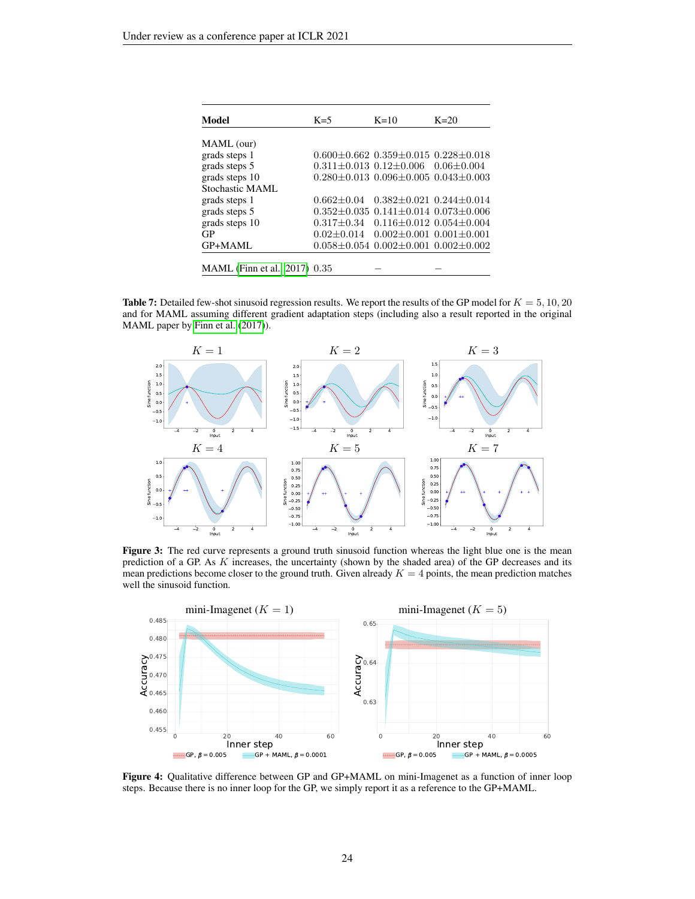| Model | K=5 | K=10 | K=20 |
|---|---|---|---|
| MAML (our) | | | |
| grads steps 1 | 0.600±0.662 | 0.359±0.015 | 0.228±0.018 |
| grads steps 5 | 0.311±0.013 | 0.12±0.006 | 0.06±0.004 |
| grads steps 10 | 0.280±0.013 | 0.096±0.005 | 0.043±0.003 |
| Stochastic MAML | | | |
| grads steps 1 | 0.662±0.04 | 0.382±0.021 | 0.244±0.014 |
| grads steps 5 | 0.352±0.035 | 0.141±0.014 | 0.073±0.006 |
| grads steps 10 | 0.317±0.34 | 0.116±0.012 | 0.054±0.004 |
| GP | 0.02±0.014 | 0.002±0.001 | 0.001±0.001 |
| GP+MAML | 0.058±0.054 | 0.002±0.001 | 0.002±0.002 |
| MAML (Finn et al., 2017) | 0.35 | – | – |

**Table 7:** Detailed few-shot sinusoid regression results. We report the results of the GP model for $K = 5, 10, 20$ and for MAML assuming different gradient adaptation steps (including also a result reported in the original MAML paper by Finn et al. (2017)).

**Figure 3:** The red curve represents a ground truth sinusoid function whereas the light blue one is the mean prediction of a GP. As $K$ increases, the uncertainty (shown by the shaded area) of the GP decreases and its mean predictions become closer to the ground truth. Given already $K = 4$ points, the mean prediction matches well the sinusoid function.

**Figure 4:** Qualitative difference between GP and GP+MAML on mini-Imagenet as a function of inner loop steps. Because there is no inner loop for the GP, we simply report it as a reference to the GP+MAML.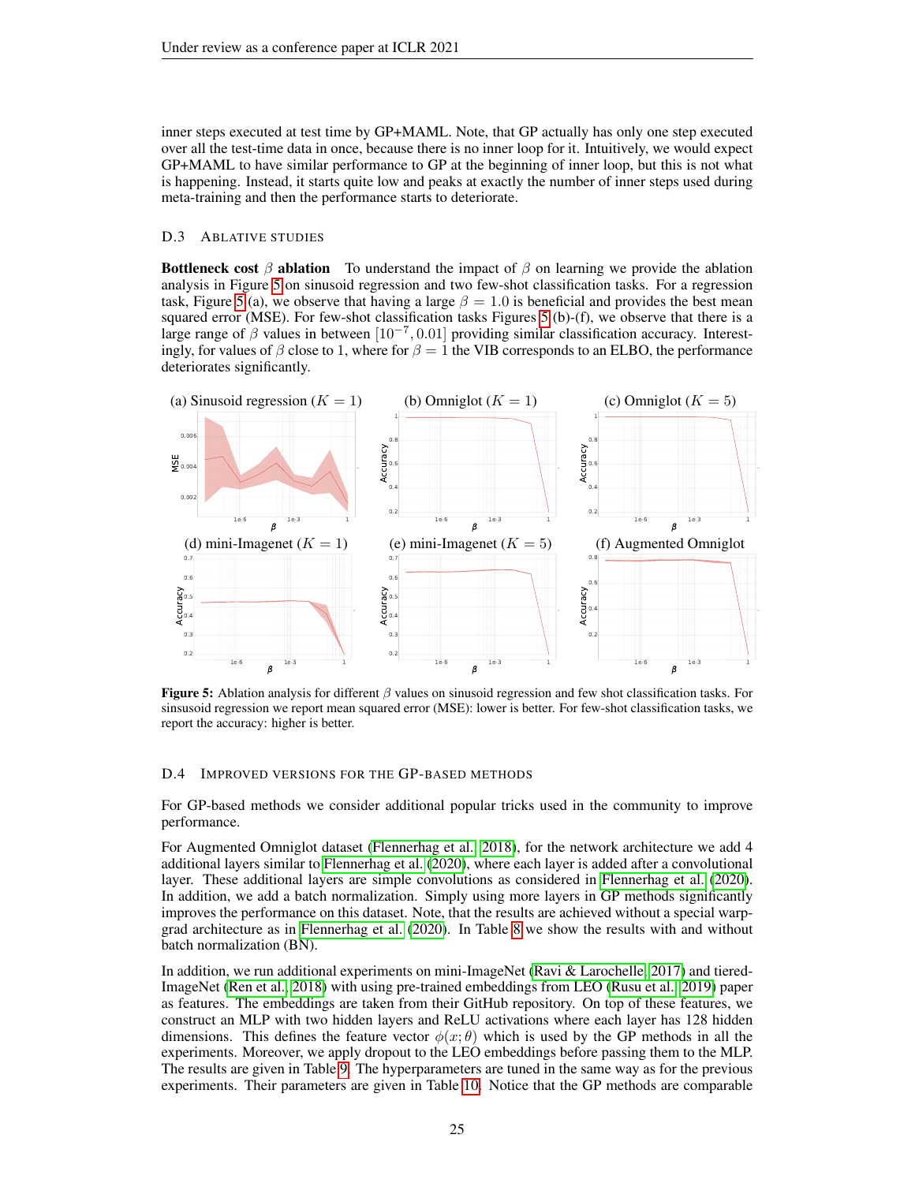inner steps executed at test time by GP+MAML. Note, that GP actually has only one step executed over all the test-time data in once, because there is no inner loop for it. Intuitively, we would expect GP+MAML to have similar performance to GP at the beginning of inner loop, but this is not what is happening. Instead, it starts quite low and peaks at exactly the number of inner steps used during meta-training and then the performance starts to deteriorate.

### D.3 Ablative studies

**Bottleneck cost $\beta$ ablation** To understand the impact of $\beta$ on learning we provide the ablation analysis in Figure 5 on sinusoid regression and two few-shot classification tasks. For a regression task, Figure 5 (a), we observe that having a large $\beta = 1.0$ is beneficial and provides the best mean squared error (MSE). For few-shot classification tasks Figures 5 (b)-(f), we observe that there is a large range of $\beta$ values in between $[10^{-7}, 0.01]$ providing similar classification accuracy. Interestingly, for values of $\beta$ close to 1, where for $\beta = 1$ the VIB corresponds to an ELBO, the performance deteriorates significantly.

(a) Sinusoid regression ($K = 1$) (b) Omniglot ($K = 1$) (c) Omniglot ($K = 5$)

(d) mini-Imagenet ($K = 1$) (e) mini-Imagenet ($K = 5$) (f) Augmented Omniglot

**Figure 5:** Ablation analysis for different $\beta$ values on sinusoid regression and few shot classification tasks. For sinsusoid regression we report mean squared error (MSE): lower is better. For few-shot classification tasks, we report the accuracy: higher is better.

### D.4 Improved versions for the GP-based methods

For GP-based methods we consider additional popular tricks used in the community to improve performance.

For Augmented Omniglot dataset (Flennerhag et al., 2018), for the network architecture we add 4 additional layers similar to Flennerhag et al. (2020), where each layer is added after a convolutional layer. These additional layers are simple convolutions as considered in Flennerhag et al. (2020). In addition, we add a batch normalization. Simply using more layers in GP methods significantly improves the performance on this dataset. Note, that the results are achieved without a special warp-grad architecture as in Flennerhag et al. (2020). In Table 8 we show the results with and without batch normalization (BN).

In addition, we run additional experiments on mini-ImageNet (Ravi & Larochelle, 2017) and tiered-ImageNet (Ren et al., 2018) with using pre-trained embeddings from LEO (Rusu et al., 2019) paper as features. The embeddings are taken from their GitHub repository. On top of these features, we construct an MLP with two hidden layers and ReLU activations where each layer has 128 hidden dimensions. This defines the feature vector $\phi(x; \theta)$ which is used by the GP methods in all the experiments. Moreover, we apply dropout to the LEO embeddings before passing them to the MLP. The results are given in Table 9. The hyperparameters are tuned in the same way as for the previous experiments. Their parameters are given in Table 10. Notice that the GP methods are comparable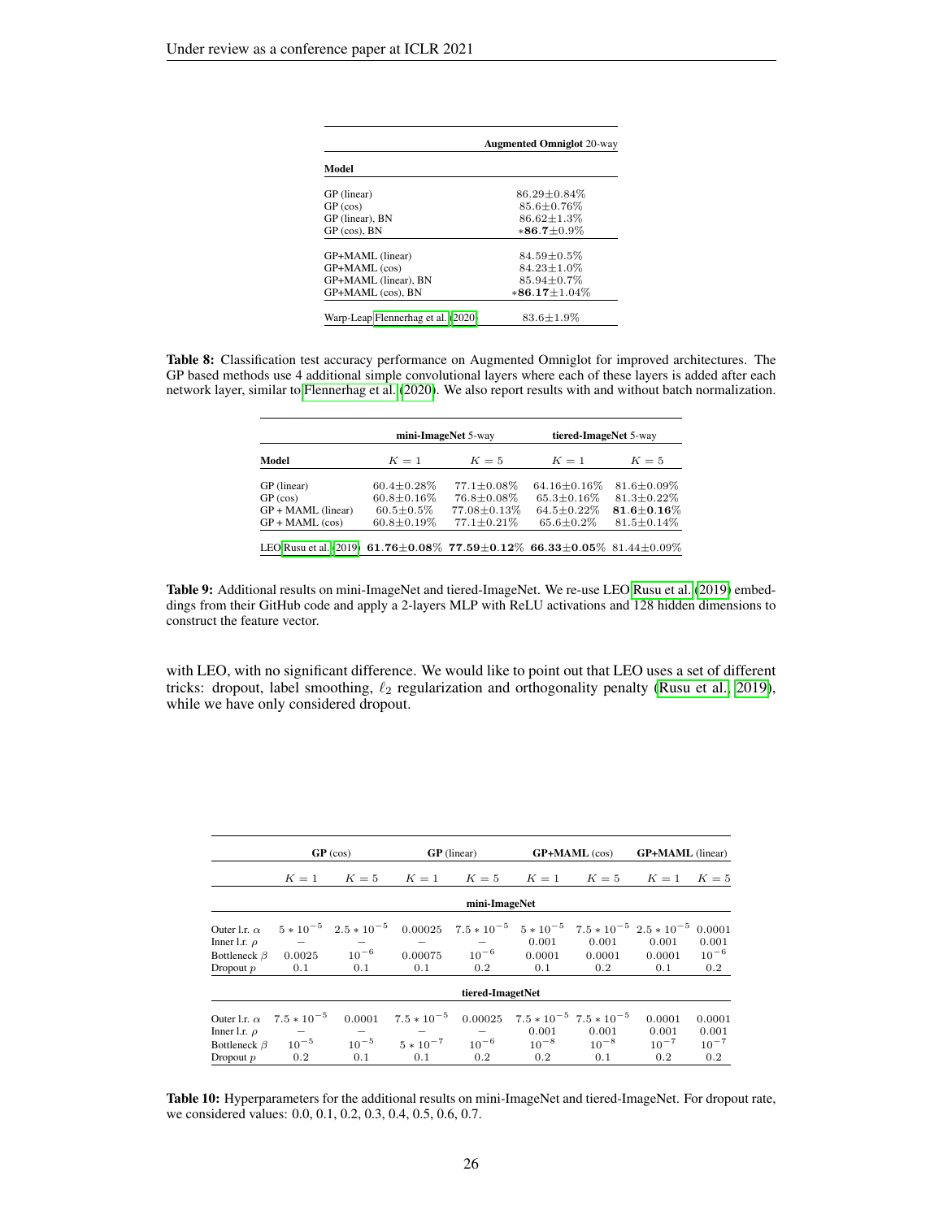| | **Augmented Omniglot** 20-way |
|---|---|
| **Model** | |
| GP (linear) | $86.29 \pm 0.84\%$ |
| GP (cos) | $85.6 \pm 0.76\%$ |
| GP (linear), BN | $86.62 \pm 1.3\%$ |
| GP (cos), BN | $*\mathbf{86.7} \pm 0.9\%$ |
| GP+MAML (linear) | $84.59 \pm 0.5\%$ |
| GP+MAML (cos) | $84.23 \pm 1.0\%$ |
| GP+MAML (linear), BN | $85.94 \pm 0.7\%$ |
| GP+MAML (cos), BN | $*\mathbf{86.17} \pm 1.04\%$ |
| Warp-Leap Flennerhag et al. (2020) | $83.6 \pm 1.9\%$ |

**Table 8:** Classification test accuracy performance on Augmented Omniglot for improved architectures. The GP based methods use 4 additional simple convolutional layers where each of these layers is added after each network layer, similar to Flennerhag et al. (2020). We also report results with and without batch normalization.

| | **mini-ImageNet** 5-way | | **tiered-ImageNet** 5-way | |
|---|---|---|---|---|
| **Model** | $K = 1$ | $K = 5$ | $K = 1$ | $K = 5$ |
| GP (linear) | $60.4 \pm 0.28\%$ | $77.1 \pm 0.08\%$ | $64.16 \pm 0.16\%$ | $81.6 \pm 0.09\%$ |
| GP (cos) | $60.8 \pm 0.16\%$ | $76.8 \pm 0.08\%$ | $65.3 \pm 0.16\%$ | $81.3 \pm 0.22\%$ |
| GP + MAML (linear) | $60.5 \pm 0.5\%$ | $77.08 \pm 0.13\%$ | $64.5 \pm 0.22\%$ | $\mathbf{81.6 \pm 0.16\%}$ |
| GP + MAML (cos) | $60.8 \pm 0.19\%$ | $77.1 \pm 0.21\%$ | $65.6 \pm 0.2\%$ | $81.5 \pm 0.14\%$ |
| LEO Rusu et al. (2019) | $\mathbf{61.76 \pm 0.08\%}$ | $\mathbf{77.59 \pm 0.12\%}$ | $\mathbf{66.33 \pm 0.05\%}$ | $81.44 \pm 0.09\%$ |

**Table 9:** Additional results on mini-ImageNet and tiered-ImageNet. We re-use LEO Rusu et al. (2019) embeddings from their GitHub code and apply a 2-layers MLP with ReLU activations and 128 hidden dimensions to construct the feature vector.

with LEO, with no significant difference. We would like to point out that LEO uses a set of different tricks: dropout, label smoothing, $\ell_2$ regularization and orthogonality penalty (Rusu et al., 2019), while we have only considered dropout.

| | **GP** (cos) | | **GP** (linear) | | **GP+MAML** (cos) | | **GP+MAML** (linear) | |
|---|---|---|---|---|---|---|---|---|
| | $K = 1$ | $K = 5$ | $K = 1$ | $K = 5$ | $K = 1$ | $K = 5$ | $K = 1$ | $K = 5$ |
| | | | | **mini-ImageNet** | | | | |
| Outer l.r. $\alpha$ | $5 * 10^{-5}$ | $2.5 * 10^{-5}$ | $0.00025$ | $7.5 * 10^{-5}$ | $5 * 10^{-5}$ | $7.5 * 10^{-5}$ | $2.5 * 10^{-5}$ | $0.0001$ |
| Inner l.r. $\rho$ | $-$ | $-$ | $-$ | $-$ | $0.001$ | $0.001$ | $0.001$ | $0.001$ |
| Bottleneck $\beta$ | $0.0025$ | $10^{-6}$ | $0.00075$ | $10^{-6}$ | $0.0001$ | $0.0001$ | $0.0001$ | $10^{-6}$ |
| Dropout $p$ | $0.1$ | $0.1$ | $0.1$ | $0.2$ | $0.1$ | $0.2$ | $0.1$ | $0.2$ |
| | | | | **tiered-ImagetNet** | | | | |
| Outer l.r. $\alpha$ | $7.5 * 10^{-5}$ | $0.0001$ | $7.5 * 10^{-5}$ | $0.00025$ | $7.5 * 10^{-5}$ | $7.5 * 10^{-5}$ | $0.0001$ | $0.0001$ |
| Inner l.r. $\rho$ | $-$ | $-$ | $-$ | $-$ | $0.001$ | $0.001$ | $0.001$ | $0.001$ |
| Bottleneck $\beta$ | $10^{-5}$ | $10^{-5}$ | $5 * 10^{-7}$ | $10^{-6}$ | $10^{-8}$ | $10^{-8}$ | $10^{-7}$ | $10^{-7}$ |
| Dropout $p$ | $0.2$ | $0.1$ | $0.1$ | $0.2$ | $0.2$ | $0.1$ | $0.2$ | $0.2$ |

**Table 10:** Hyperparameters for the additional results on mini-ImageNet and tiered-ImageNet. For dropout rate, we considered values: 0.0, 0.1, 0.2, 0.3, 0.4, 0.5, 0.6, 0.7.